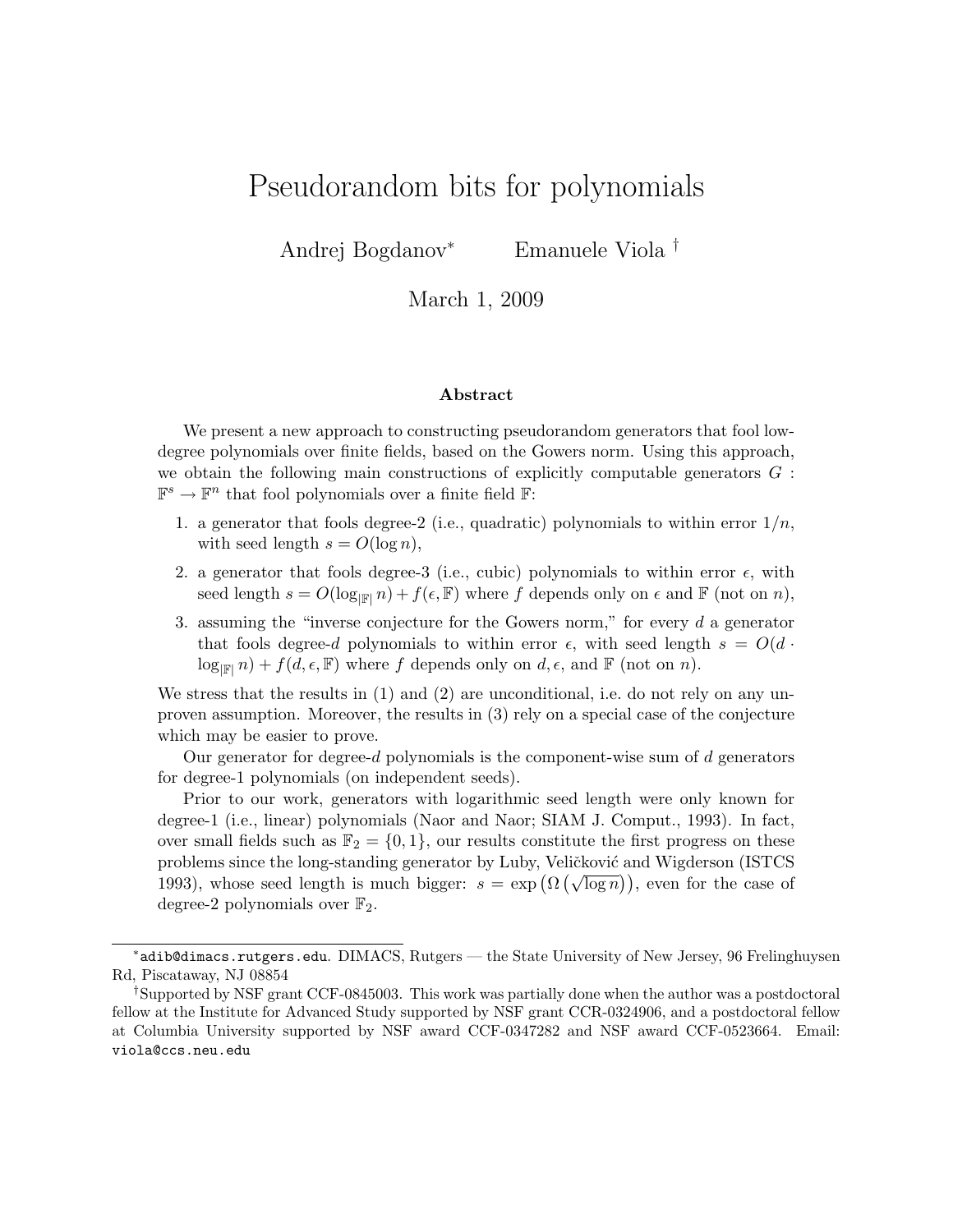# Pseudorandom bits for polynomials

Andrej Bogdanov[*] Emanuele Viola[†]

March 1, 2009

### Abstract

We present a new approach to constructing pseudorandom generators that fool low-degree polynomials over finite fields, based on the Gowers norm. Using this approach, we obtain the following main constructions of explicitly computable generators $G : \mathbb{F}^s \to \mathbb{F}^n$ that fool polynomials over a finite field $\mathbb{F}$:

1. a generator that fools degree-2 (i.e., quadratic) polynomials to within error $1/n$, with seed length $s = O(\log n)$,
2. a generator that fools degree-3 (i.e., cubic) polynomials to within error $\epsilon$, with seed length $s = O(\log_{|\mathbb{F}|} n) + f(\epsilon, \mathbb{F})$ where $f$ depends only on $\epsilon$ and $\mathbb{F}$ (not on $n$),
3. assuming the "inverse conjecture for the Gowers norm," for every $d$ a generator that fools degree-$d$ polynomials to within error $\epsilon$, with seed length $s = O(d \cdot \log_{|\mathbb{F}|} n) + f(d, \epsilon, \mathbb{F})$ where $f$ depends only on $d$, $\epsilon$, and $\mathbb{F}$ (not on $n$).

We stress that the results in (1) and (2) are unconditional, i.e. do not rely on any unproven assumption. Moreover, the results in (3) rely on a special case of the conjecture which may be easier to prove.

Our generator for degree-$d$ polynomials is the component-wise sum of $d$ generators for degree-1 polynomials (on independent seeds).

Prior to our work, generators with logarithmic seed length were only known for degree-1 (i.e., linear) polynomials (Naor and Naor; SIAM J. Comput., 1993). In fact, over small fields such as $\mathbb{F}_2 = \{0, 1\}$, our results constitute the first progress on these problems since the long-standing generator by Luby, Veličković and Wigderson (ISTCS 1993), whose seed length is much bigger: $s = \exp\left(\Omega\left(\sqrt{\log n}\right)\right)$, even for the case of degree-2 polynomials over $\mathbb{F}_2$.

---

[*] `adib@dimacs.rutgers.edu`. DIMACS, Rutgers — the State University of New Jersey, 96 Frelinghuysen Rd, Piscataway, NJ 08854

[†] Supported by NSF grant CCF-0845003. This work was partially done when the author was a postdoctoral fellow at the Institute for Advanced Study supported by NSF grant CCR-0324906, and a postdoctoral fellow at Columbia University supported by NSF award CCF-0347282 and NSF award CCF-0523664. Email: `viola@ccs.neu.edu`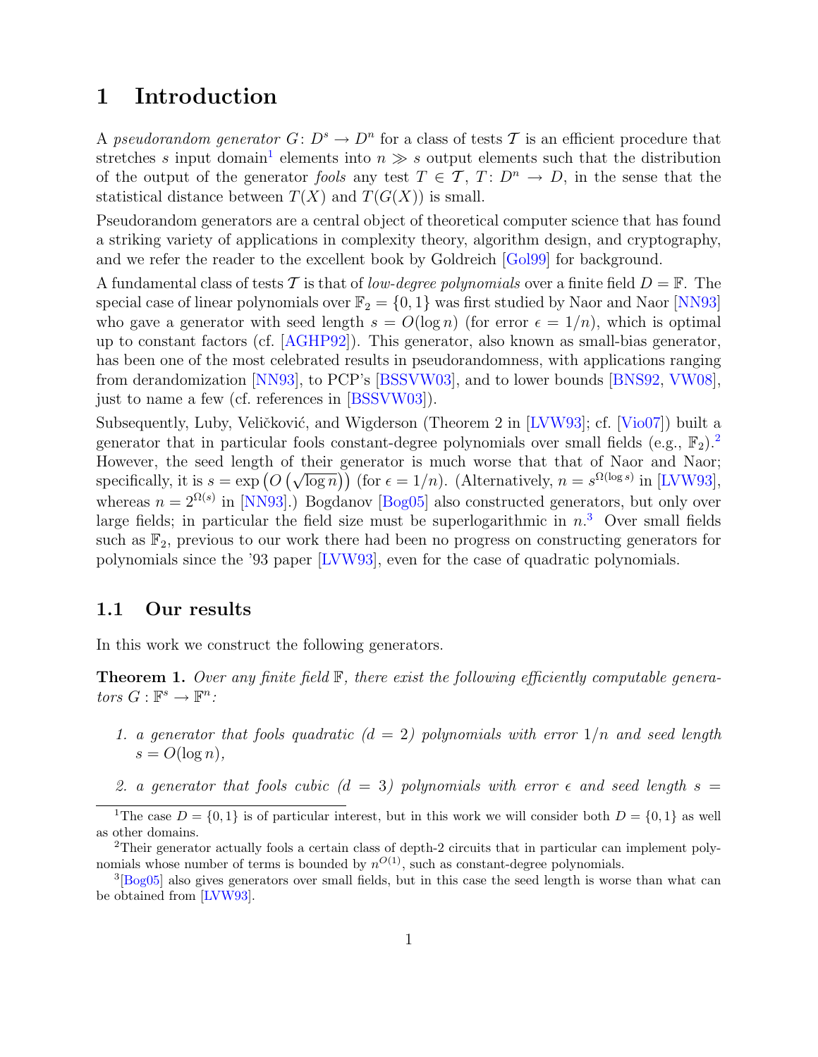# 1 Introduction

A *pseudorandom generator* $G\colon D^s \to D^n$ for a class of tests $\mathcal{T}$ is an efficient procedure that stretches $s$ input domain[1] elements into $n \gg s$ output elements such that the distribution of the output of the generator *fools* any test $T \in \mathcal{T}$, $T\colon D^n \to D$, in the sense that the statistical distance between $T(X)$ and $T(G(X))$ is small.

Pseudorandom generators are a central object of theoretical computer science that has found a striking variety of applications in complexity theory, algorithm design, and cryptography, and we refer the reader to the excellent book by Goldreich [Gol99] for background.

A fundamental class of tests $\mathcal{T}$ is that of *low-degree polynomials* over a finite field $D = \mathbb{F}$. The special case of linear polynomials over $\mathbb{F}_2 = \{0,1\}$ was first studied by Naor and Naor [NN93] who gave a generator with seed length $s = O(\log n)$ (for error $\epsilon = 1/n$), which is optimal up to constant factors (cf. [AGHP92]). This generator, also known as small-bias generator, has been one of the most celebrated results in pseudorandomness, with applications ranging from derandomization [NN93], to PCP's [BSSVW03], and to lower bounds [BNS92, VW08], just to name a few (cf. references in [BSSVW03]).

Subsequently, Luby, Veličković, and Wigderson (Theorem 2 in [LVW93]; cf. [Vio07]) built a generator that in particular fools constant-degree polynomials over small fields (e.g., $\mathbb{F}_2$).[2] However, the seed length of their generator is much worse that that of Naor and Naor; specifically, it is $s = \exp\left(O\left(\sqrt{\log n}\right)\right)$ (for $\epsilon = 1/n$). (Alternatively, $n = s^{\Omega(\log s)}$ in [LVW93], whereas $n = 2^{\Omega(s)}$ in [NN93].) Bogdanov [Bog05] also constructed generators, but only over large fields; in particular the field size must be superlogarithmic in $n$.[3] Over small fields such as $\mathbb{F}_2$, previous to our work there had been no progress on constructing generators for polynomials since the '93 paper [LVW93], even for the case of quadratic polynomials.

## 1.1 Our results

In this work we construct the following generators.

**Theorem 1.** *Over any finite field $\mathbb{F}$, there exist the following efficiently computable generators $G : \mathbb{F}^s \to \mathbb{F}^n$:*

1. *a generator that fools quadratic ($d = 2$) polynomials with error $1/n$ and seed length $s = O(\log n)$,*
2. *a generator that fools cubic ($d = 3$) polynomials with error $\epsilon$ and seed length $s =$*

---

[1] The case $D = \{0,1\}$ is of particular interest, but in this work we will consider both $D = \{0,1\}$ as well as other domains.

[2] Their generator actually fools a certain class of depth-2 circuits that in particular can implement polynomials whose number of terms is bounded by $n^{O(1)}$, such as constant-degree polynomials.

[3] [Bog05] also gives generators over small fields, but in this case the seed length is worse than what can be obtained from [LVW93].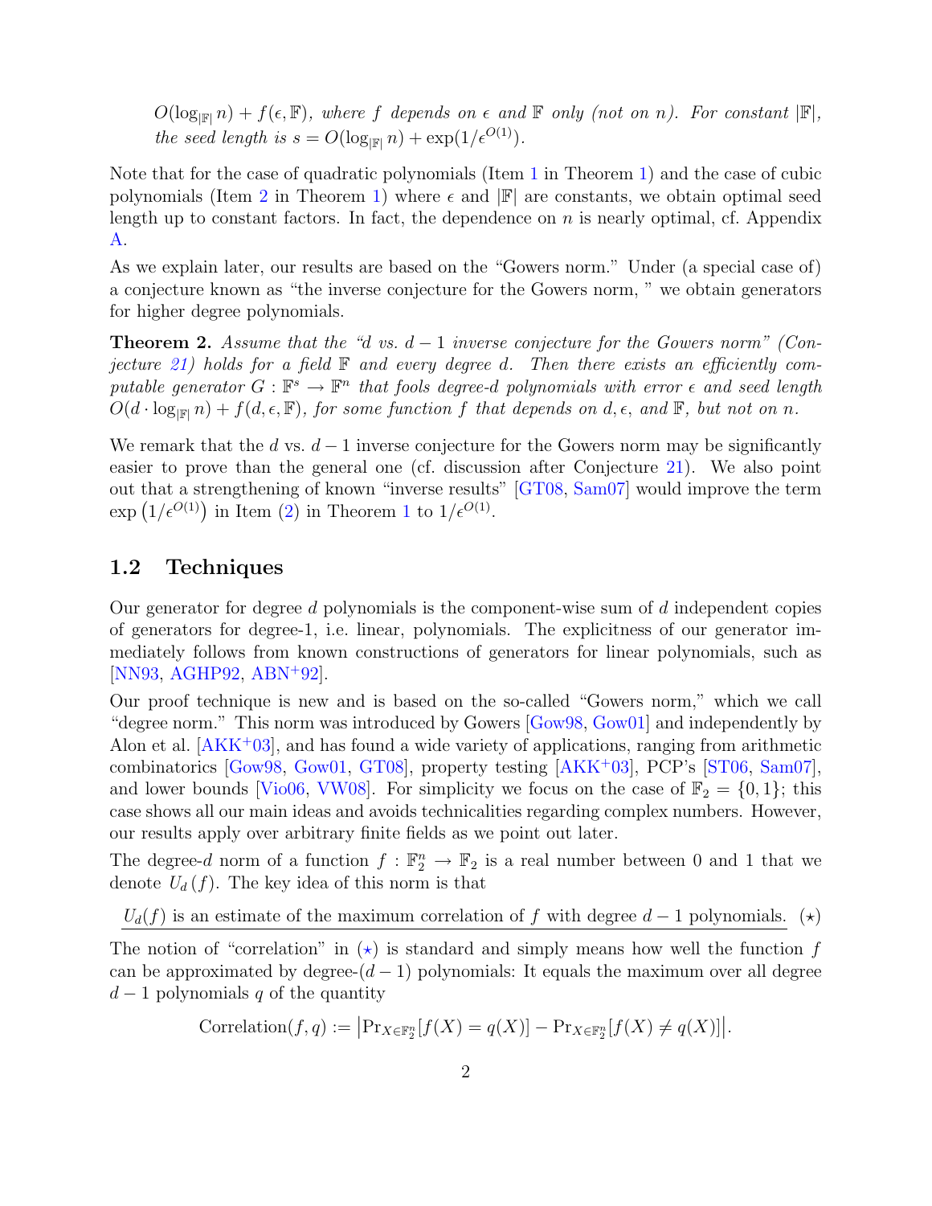*$O(\log_{|\mathbb{F}|} n) + f(\epsilon, \mathbb{F})$, where $f$ depends on $\epsilon$ and $\mathbb{F}$ only (not on $n$). For constant $|\mathbb{F}|$, the seed length is $s = O(\log_{|\mathbb{F}|} n) + \exp(1/\epsilon^{O(1)})$.*

Note that for the case of quadratic polynomials (Item 1 in Theorem 1) and the case of cubic polynomials (Item 2 in Theorem 1) where $\epsilon$ and $|\mathbb{F}|$ are constants, we obtain optimal seed length up to constant factors. In fact, the dependence on $n$ is nearly optimal, cf. Appendix A.

As we explain later, our results are based on the "Gowers norm." Under (a special case of) a conjecture known as "the inverse conjecture for the Gowers norm, " we obtain generators for higher degree polynomials.

**Theorem 2.** *Assume that the "d vs. $d-1$ inverse conjecture for the Gowers norm" (Conjecture 21) holds for a field $\mathbb{F}$ and every degree $d$. Then there exists an efficiently computable generator $G : \mathbb{F}^s \to \mathbb{F}^n$ that fools degree-$d$ polynomials with error $\epsilon$ and seed length $O(d \cdot \log_{|\mathbb{F}|} n) + f(d, \epsilon, \mathbb{F})$, for some function $f$ that depends on $d, \epsilon$, and $\mathbb{F}$, but not on $n$.*

We remark that the $d$ vs. $d-1$ inverse conjecture for the Gowers norm may be significantly easier to prove than the general one (cf. discussion after Conjecture 21). We also point out that a strengthening of known "inverse results" [GT08, Sam07] would improve the term $\exp\left(1/\epsilon^{O(1)}\right)$ in Item (2) in Theorem 1 to $1/\epsilon^{O(1)}$.

## 1.2 Techniques

Our generator for degree $d$ polynomials is the component-wise sum of $d$ independent copies of generators for degree-1, i.e. linear, polynomials. The explicitness of our generator immediately follows from known constructions of generators for linear polynomials, such as [NN93, AGHP92, ABN+92].

Our proof technique is new and is based on the so-called "Gowers norm," which we call "degree norm." This norm was introduced by Gowers [Gow98, Gow01] and independently by Alon et al. [AKK+03], and has found a wide variety of applications, ranging from arithmetic combinatorics [Gow98, Gow01, GT08], property testing [AKK+03], PCP's [ST06, Sam07], and lower bounds [Vio06, VW08]. For simplicity we focus on the case of $\mathbb{F}_2 = \{0, 1\}$; this case shows all our main ideas and avoids technicalities regarding complex numbers. However, our results apply over arbitrary finite fields as we point out later.

The degree-$d$ norm of a function $f : \mathbb{F}_2^n \to \mathbb{F}_2$ is a real number between 0 and 1 that we denote $U_d(f)$. The key idea of this norm is that

$U_d(f)$ is an estimate of the maximum correlation of $f$ with degree $d-1$ polynomials. $(\star)$

The notion of "correlation" in $(\star)$ is standard and simply means how well the function $f$ can be approximated by degree-$(d-1)$ polynomials: It equals the maximum over all degree $d-1$ polynomials $q$ of the quantity

$$\text{Correlation}(f, q) := \left|\Pr_{X \in \mathbb{F}_2^n}[f(X) = q(X)] - \Pr_{X \in \mathbb{F}_2^n}[f(X) \neq q(X)]\right|.$$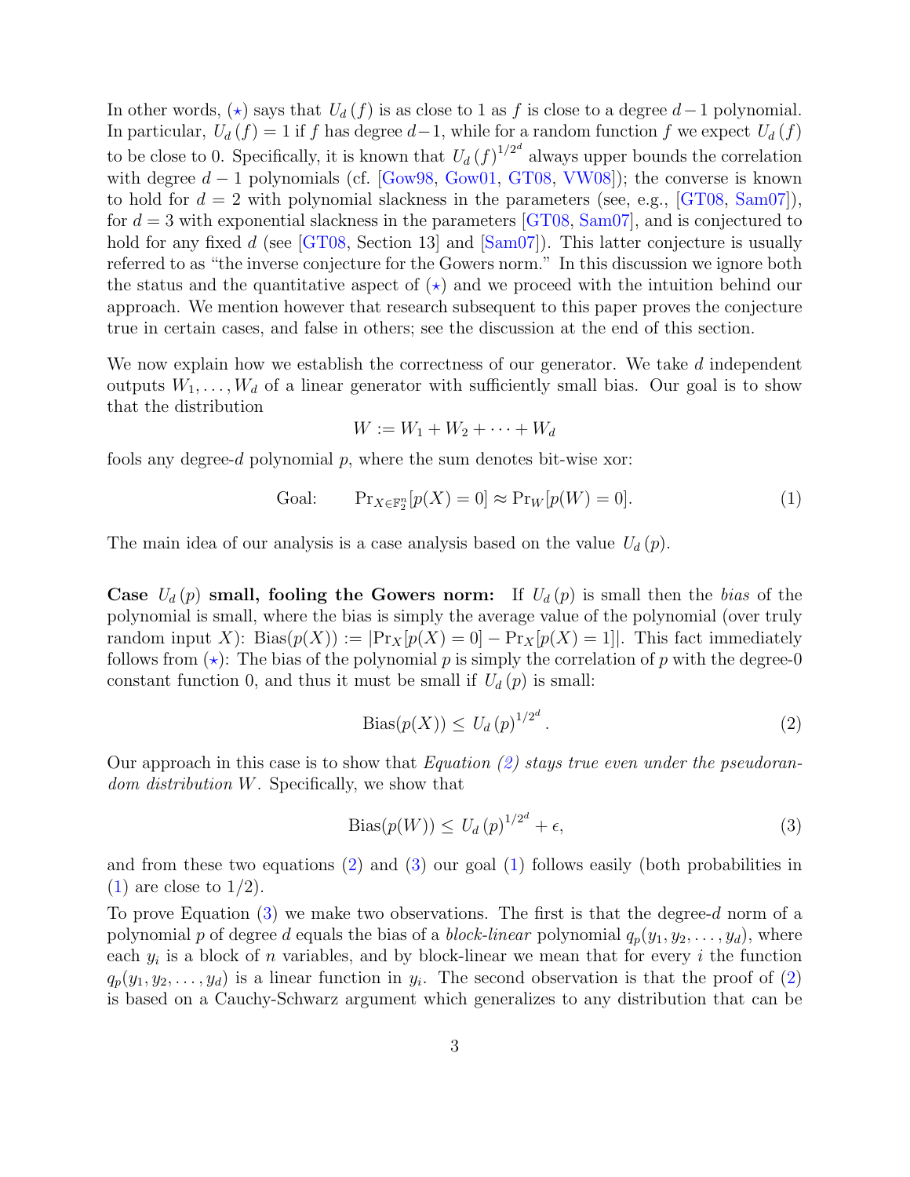In other words, ($\star$) says that $U_d(f)$ is as close to 1 as $f$ is close to a degree $d-1$ polynomial. In particular, $U_d(f) = 1$ if $f$ has degree $d-1$, while for a random function $f$ we expect $U_d(f)$ to be close to 0. Specifically, it is known that $U_d(f)^{1/2^d}$ always upper bounds the correlation with degree $d-1$ polynomials (cf. [Gow98, Gow01, GT08, VW08]); the converse is known to hold for $d = 2$ with polynomial slackness in the parameters (see, e.g., [GT08, Sam07]), for $d = 3$ with exponential slackness in the parameters [GT08, Sam07], and is conjectured to hold for any fixed $d$ (see [GT08, Section 13] and [Sam07]). This latter conjecture is usually referred to as "the inverse conjecture for the Gowers norm." In this discussion we ignore both the status and the quantitative aspect of ($\star$) and we proceed with the intuition behind our approach. We mention however that research subsequent to this paper proves the conjecture true in certain cases, and false in others; see the discussion at the end of this section.

We now explain how we establish the correctness of our generator. We take $d$ independent outputs $W_1, \ldots, W_d$ of a linear generator with sufficiently small bias. Our goal is to show that the distribution

$$W := W_1 + W_2 + \cdots + W_d$$

fools any degree-$d$ polynomial $p$, where the sum denotes bit-wise xor:

$$\text{Goal:} \qquad \Pr_{X \in \mathbb{F}_2^n}[p(X) = 0] \approx \Pr_W[p(W) = 0]. \tag{1}$$

The main idea of our analysis is a case analysis based on the value $U_d(p)$.

**Case $U_d(p)$ small, fooling the Gowers norm:** If $U_d(p)$ is small then the *bias* of the polynomial is small, where the bias is simply the average value of the polynomial (over truly random input $X$): $\text{Bias}(p(X)) := |\Pr_X[p(X) = 0] - \Pr_X[p(X) = 1]|$. This fact immediately follows from ($\star$): The bias of the polynomial $p$ is simply the correlation of $p$ with the degree-0 constant function 0, and thus it must be small if $U_d(p)$ is small:

$$\text{Bias}(p(X)) \leq U_d(p)^{1/2^d}. \tag{2}$$

Our approach in this case is to show that *Equation (2) stays true even under the pseudorandom distribution* $W$. Specifically, we show that

$$\text{Bias}(p(W)) \leq U_d(p)^{1/2^d} + \epsilon, \tag{3}$$

and from these two equations (2) and (3) our goal (1) follows easily (both probabilities in (1) are close to 1/2).

To prove Equation (3) we make two observations. The first is that the degree-$d$ norm of a polynomial $p$ of degree $d$ equals the bias of a *block-linear* polynomial $q_p(y_1, y_2, \ldots, y_d)$, where each $y_i$ is a block of $n$ variables, and by block-linear we mean that for every $i$ the function $q_p(y_1, y_2, \ldots, y_d)$ is a linear function in $y_i$. The second observation is that the proof of (2) is based on a Cauchy-Schwarz argument which generalizes to any distribution that can be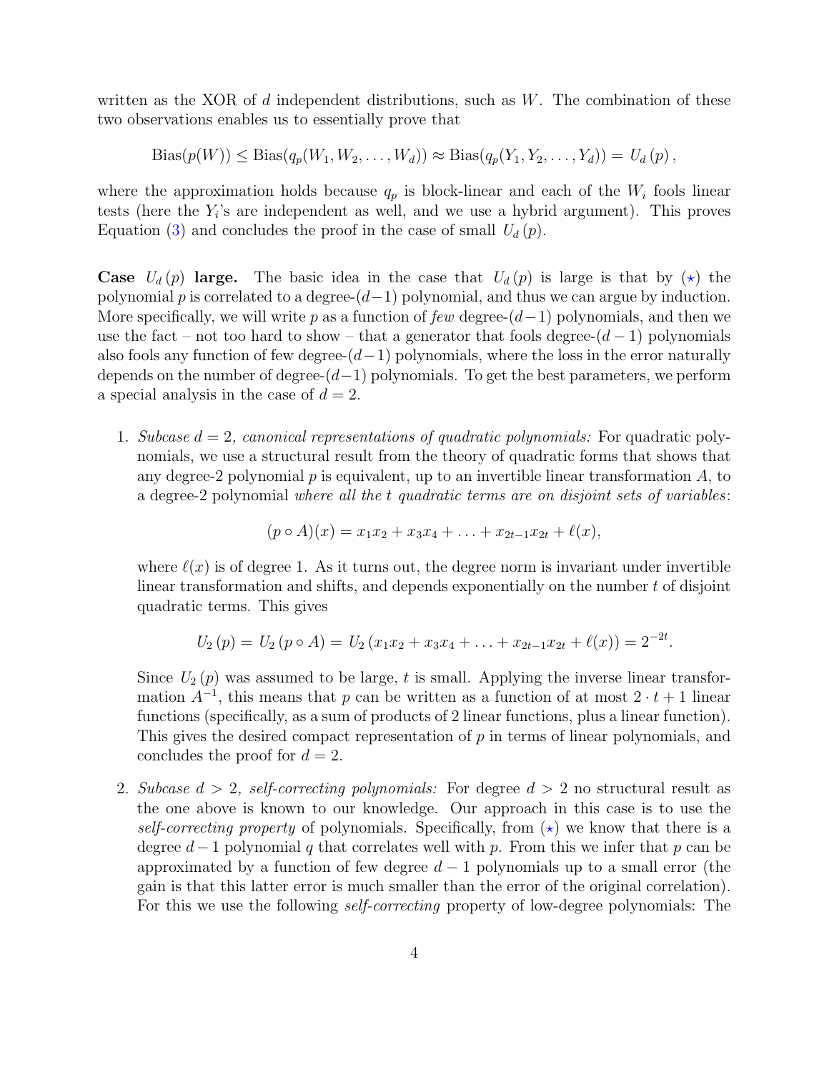written as the XOR of $d$ independent distributions, such as $W$. The combination of these two observations enables us to essentially prove that

$$\mathrm{Bias}(p(W)) \leq \mathrm{Bias}(q_p(W_1, W_2, \ldots, W_d)) \approx \mathrm{Bias}(q_p(Y_1, Y_2, \ldots, Y_d)) = U_d(p),$$

where the approximation holds because $q_p$ is block-linear and each of the $W_i$ fools linear tests (here the $Y_i$'s are independent as well, and we use a hybrid argument). This proves Equation (3) and concludes the proof in the case of small $U_d(p)$.

**Case $U_d(p)$ large.** The basic idea in the case that $U_d(p)$ is large is that by ($\star$) the polynomial $p$ is correlated to a degree-$(d-1)$ polynomial, and thus we can argue by induction. More specifically, we will write $p$ as a function of *few* degree-$(d-1)$ polynomials, and then we use the fact – not too hard to show – that a generator that fools degree-$(d-1)$ polynomials also fools any function of few degree-$(d-1)$ polynomials, where the loss in the error naturally depends on the number of degree-$(d-1)$ polynomials. To get the best parameters, we perform a special analysis in the case of $d = 2$.

1. *Subcase $d = 2$, canonical representations of quadratic polynomials:* For quadratic polynomials, we use a structural result from the theory of quadratic forms that shows that any degree-2 polynomial $p$ is equivalent, up to an invertible linear transformation $A$, to a degree-2 polynomial *where all the $t$ quadratic terms are on disjoint sets of variables*:

$$(p \circ A)(x) = x_1 x_2 + x_3 x_4 + \ldots + x_{2t-1} x_{2t} + \ell(x),$$

where $\ell(x)$ is of degree 1. As it turns out, the degree norm is invariant under invertible linear transformation and shifts, and depends exponentially on the number $t$ of disjoint quadratic terms. This gives

$$U_2(p) = U_2(p \circ A) = U_2(x_1 x_2 + x_3 x_4 + \ldots + x_{2t-1} x_{2t} + \ell(x)) = 2^{-2t}.$$

Since $U_2(p)$ was assumed to be large, $t$ is small. Applying the inverse linear transformation $A^{-1}$, this means that $p$ can be written as a function of at most $2 \cdot t + 1$ linear functions (specifically, as a sum of products of 2 linear functions, plus a linear function). This gives the desired compact representation of $p$ in terms of linear polynomials, and concludes the proof for $d = 2$.

2. *Subcase $d > 2$, self-correcting polynomials:* For degree $d > 2$ no structural result as the one above is known to our knowledge. Our approach in this case is to use the *self-correcting property* of polynomials. Specifically, from ($\star$) we know that there is a degree $d-1$ polynomial $q$ that correlates well with $p$. From this we infer that $p$ can be approximated by a function of few degree $d-1$ polynomials up to a small error (the gain is that this latter error is much smaller than the error of the original correlation). For this we use the following *self-correcting* property of low-degree polynomials: The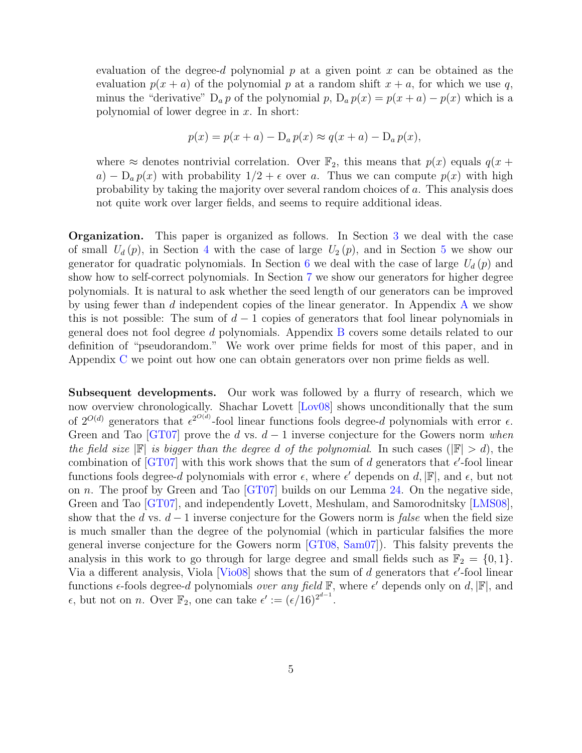evaluation of the degree-$d$ polynomial $p$ at a given point $x$ can be obtained as the evaluation $p(x+a)$ of the polynomial $p$ at a random shift $x+a$, for which we use $q$, minus the "derivative" $\mathrm{D}_a\, p$ of the polynomial $p$, $\mathrm{D}_a\, p(x) = p(x+a) - p(x)$ which is a polynomial of lower degree in $x$. In short:

$$p(x) = p(x+a) - \mathrm{D}_a\, p(x) \approx q(x+a) - \mathrm{D}_a\, p(x),$$

where $\approx$ denotes nontrivial correlation. Over $\mathbb{F}_2$, this means that $p(x)$ equals $q(x+a) - \mathrm{D}_a\, p(x)$ with probability $1/2+\epsilon$ over $a$. Thus we can compute $p(x)$ with high probability by taking the majority over several random choices of $a$. This analysis does not quite work over larger fields, and seems to require additional ideas.

**Organization.** This paper is organized as follows. In Section 3 we deal with the case of small $U_d\,(p)$, in Section 4 with the case of large $U_2\,(p)$, and in Section 5 we show our generator for quadratic polynomials. In Section 6 we deal with the case of large $U_d\,(p)$ and show how to self-correct polynomials. In Section 7 we show our generators for higher degree polynomials. It is natural to ask whether the seed length of our generators can be improved by using fewer than $d$ independent copies of the linear generator. In Appendix A we show this is not possible: The sum of $d-1$ copies of generators that fool linear polynomials in general does not fool degree $d$ polynomials. Appendix B covers some details related to our definition of "pseudorandom." We work over prime fields for most of this paper, and in Appendix C we point out how one can obtain generators over non prime fields as well.

**Subsequent developments.** Our work was followed by a flurry of research, which we now overview chronologically. Shachar Lovett [Lov08] shows unconditionally that the sum of $2^{O(d)}$ generators that $\epsilon^{2^{O(d)}}$-fool linear functions fools degree-$d$ polynomials with error $\epsilon$. Green and Tao [GT07] prove the $d$ vs. $d-1$ inverse conjecture for the Gowers norm *when the field size* $|\mathbb{F}|$ *is bigger than the degree* $d$ *of the polynomial*. In such cases ($|\mathbb{F}| > d$), the combination of [GT07] with this work shows that the sum of $d$ generators that $\epsilon'$-fool linear functions fools degree-$d$ polynomials with error $\epsilon$, where $\epsilon'$ depends on $d, |\mathbb{F}|$, and $\epsilon$, but not on $n$. The proof by Green and Tao [GT07] builds on our Lemma 24. On the negative side, Green and Tao [GT07], and independently Lovett, Meshulam, and Samorodnitsky [LMS08], show that the $d$ vs. $d-1$ inverse conjecture for the Gowers norm is *false* when the field size is much smaller than the degree of the polynomial (which in particular falsifies the more general inverse conjecture for the Gowers norm [GT08, Sam07]). This falsity prevents the analysis in this work to go through for large degree and small fields such as $\mathbb{F}_2 = \{0,1\}$. Via a different analysis, Viola [Vio08] shows that the sum of $d$ generators that $\epsilon'$-fool linear functions $\epsilon$-fools degree-$d$ polynomials *over any field* $\mathbb{F}$, where $\epsilon'$ depends only on $d, |\mathbb{F}|$, and $\epsilon$, but not on $n$. Over $\mathbb{F}_2$, one can take $\epsilon' := (\epsilon/16)^{2^{d-1}}$.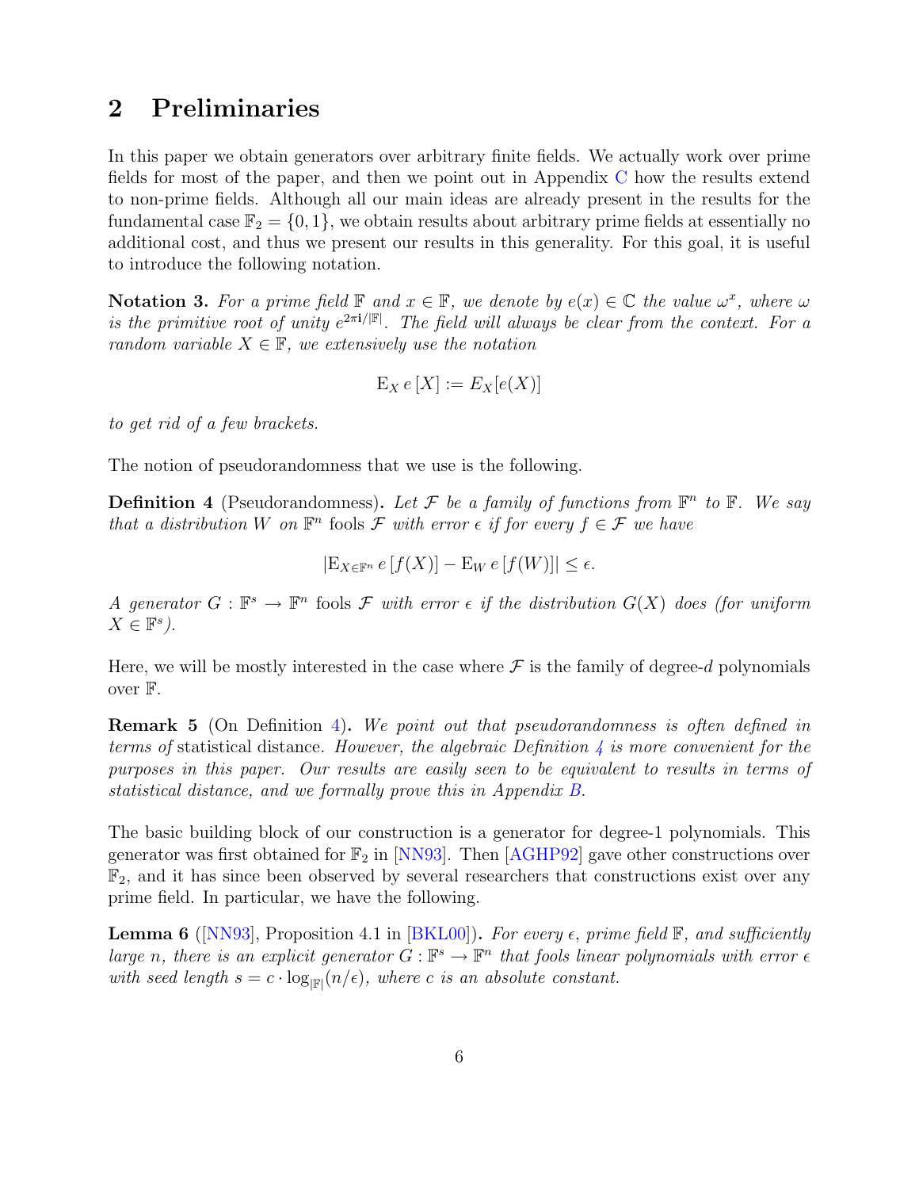## 2 Preliminaries

In this paper we obtain generators over arbitrary finite fields. We actually work over prime fields for most of the paper, and then we point out in Appendix C how the results extend to non-prime fields. Although all our main ideas are already present in the results for the fundamental case $\mathbb{F}_2 = \{0, 1\}$, we obtain results about arbitrary prime fields at essentially no additional cost, and thus we present our results in this generality. For this goal, it is useful to introduce the following notation.

**Notation 3.** *For a prime field $\mathbb{F}$ and $x \in \mathbb{F}$, we denote by $e(x) \in \mathbb{C}$ the value $\omega^x$, where $\omega$ is the primitive root of unity $e^{2\pi \mathbf{i}/|\mathbb{F}|}$. The field will always be clear from the context. For a random variable $X \in \mathbb{F}$, we extensively use the notation*

$$\mathrm{E}_X\, e\,[X] := E_X[e(X)]$$

*to get rid of a few brackets.*

The notion of pseudorandomness that we use is the following.

**Definition 4** (Pseudorandomness)**.** *Let $\mathcal{F}$ be a family of functions from $\mathbb{F}^n$ to $\mathbb{F}$. We say that a distribution $W$ on $\mathbb{F}^n$* fools *$\mathcal{F}$ with error $\epsilon$ if for every $f \in \mathcal{F}$ we have*

$$|\mathrm{E}_{X \in \mathbb{F}^n}\, e\,[f(X)] - \mathrm{E}_W\, e\,[f(W)]| \leq \epsilon.$$

*A generator $G : \mathbb{F}^s \to \mathbb{F}^n$* fools *$\mathcal{F}$ with error $\epsilon$ if the distribution $G(X)$ does (for uniform $X \in \mathbb{F}^s$).*

Here, we will be mostly interested in the case where $\mathcal{F}$ is the family of degree-$d$ polynomials over $\mathbb{F}$.

**Remark 5** (On Definition 4)**.** *We point out that pseudorandomness is often defined in terms of* statistical distance. *However, the algebraic Definition 4 is more convenient for the purposes in this paper. Our results are easily seen to be equivalent to results in terms of statistical distance, and we formally prove this in Appendix B.*

The basic building block of our construction is a generator for degree-1 polynomials. This generator was first obtained for $\mathbb{F}_2$ in [NN93]. Then [AGHP92] gave other constructions over $\mathbb{F}_2$, and it has since been observed by several researchers that constructions exist over any prime field. In particular, we have the following.

**Lemma 6** ([NN93], Proposition 4.1 in [BKL00])**.** *For every $\epsilon$, prime field $\mathbb{F}$, and sufficiently large $n$, there is an explicit generator $G : \mathbb{F}^s \to \mathbb{F}^n$ that fools linear polynomials with error $\epsilon$ with seed length $s = c \cdot \log_{|\mathbb{F}|}(n/\epsilon)$, where $c$ is an absolute constant.*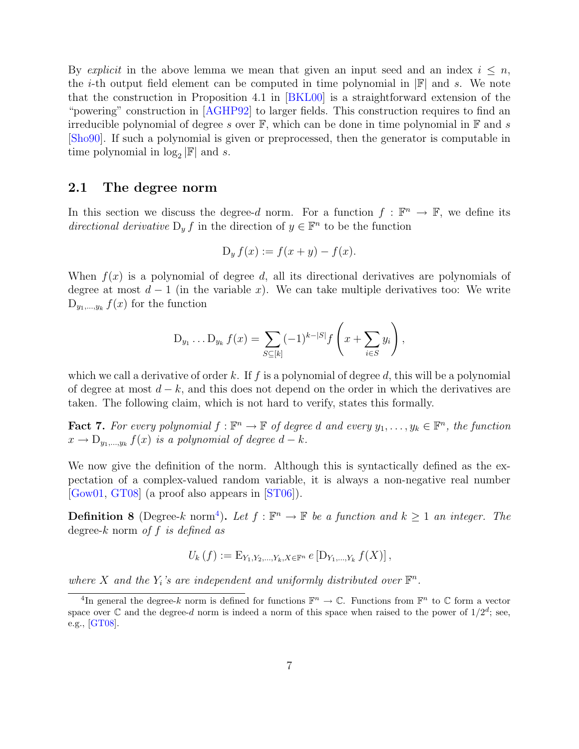By *explicit* in the above lemma we mean that given an input seed and an index $i \leq n$, the $i$-th output field element can be computed in time polynomial in $|\mathbb{F}|$ and $s$. We note that the construction in Proposition 4.1 in [BKL00] is a straightforward extension of the "powering" construction in [AGHP92] to larger fields. This construction requires to find an irreducible polynomial of degree $s$ over $\mathbb{F}$, which can be done in time polynomial in $\mathbb{F}$ and $s$ [Sho90]. If such a polynomial is given or preprocessed, then the generator is computable in time polynomial in $\log_2 |\mathbb{F}|$ and $s$.

## 2.1 The degree norm

In this section we discuss the degree-$d$ norm. For a function $f : \mathbb{F}^n \to \mathbb{F}$, we define its *directional derivative* $\mathrm{D}_y f$ in the direction of $y \in \mathbb{F}^n$ to be the function

$$\mathrm{D}_y f(x) := f(x+y) - f(x).$$

When $f(x)$ is a polynomial of degree $d$, all its directional derivatives are polynomials of degree at most $d-1$ (in the variable $x$). We can take multiple derivatives too: We write $\mathrm{D}_{y_1,\ldots,y_k} f(x)$ for the function

$$\mathrm{D}_{y_1} \ldots \mathrm{D}_{y_k} f(x) = \sum_{S \subseteq [k]} (-1)^{k-|S|} f\left(x + \sum_{i \in S} y_i\right),$$

which we call a derivative of order $k$. If $f$ is a polynomial of degree $d$, this will be a polynomial of degree at most $d-k$, and this does not depend on the order in which the derivatives are taken. The following claim, which is not hard to verify, states this formally.

**Fact 7.** *For every polynomial $f : \mathbb{F}^n \to \mathbb{F}$ of degree $d$ and every $y_1, \ldots, y_k \in \mathbb{F}^n$, the function $x \to \mathrm{D}_{y_1,\ldots,y_k} f(x)$ is a polynomial of degree $d-k$.*

We now give the definition of the norm. Although this is syntactically defined as the expectation of a complex-valued random variable, it is always a non-negative real number [Gow01, GT08] (a proof also appears in [ST06]).

**Definition 8** (Degree-$k$ norm[4]). *Let $f : \mathbb{F}^n \to \mathbb{F}$ be a function and $k \geq 1$ an integer. The* degree-$k$ norm *of $f$ is defined as*

$$U_k(f) := \mathrm{E}_{Y_1,Y_2,\ldots,Y_k,X \in \mathbb{F}^n}\, e\left[\mathrm{D}_{Y_1,\ldots,Y_k} f(X)\right],$$

*where $X$ and the $Y_i$'s are independent and uniformly distributed over $\mathbb{F}^n$.*

[4] In general the degree-$k$ norm is defined for functions $\mathbb{F}^n \to \mathbb{C}$. Functions from $\mathbb{F}^n$ to $\mathbb{C}$ form a vector space over $\mathbb{C}$ and the degree-$d$ norm is indeed a norm of this space when raised to the power of $1/2^d$; see, e.g., [GT08].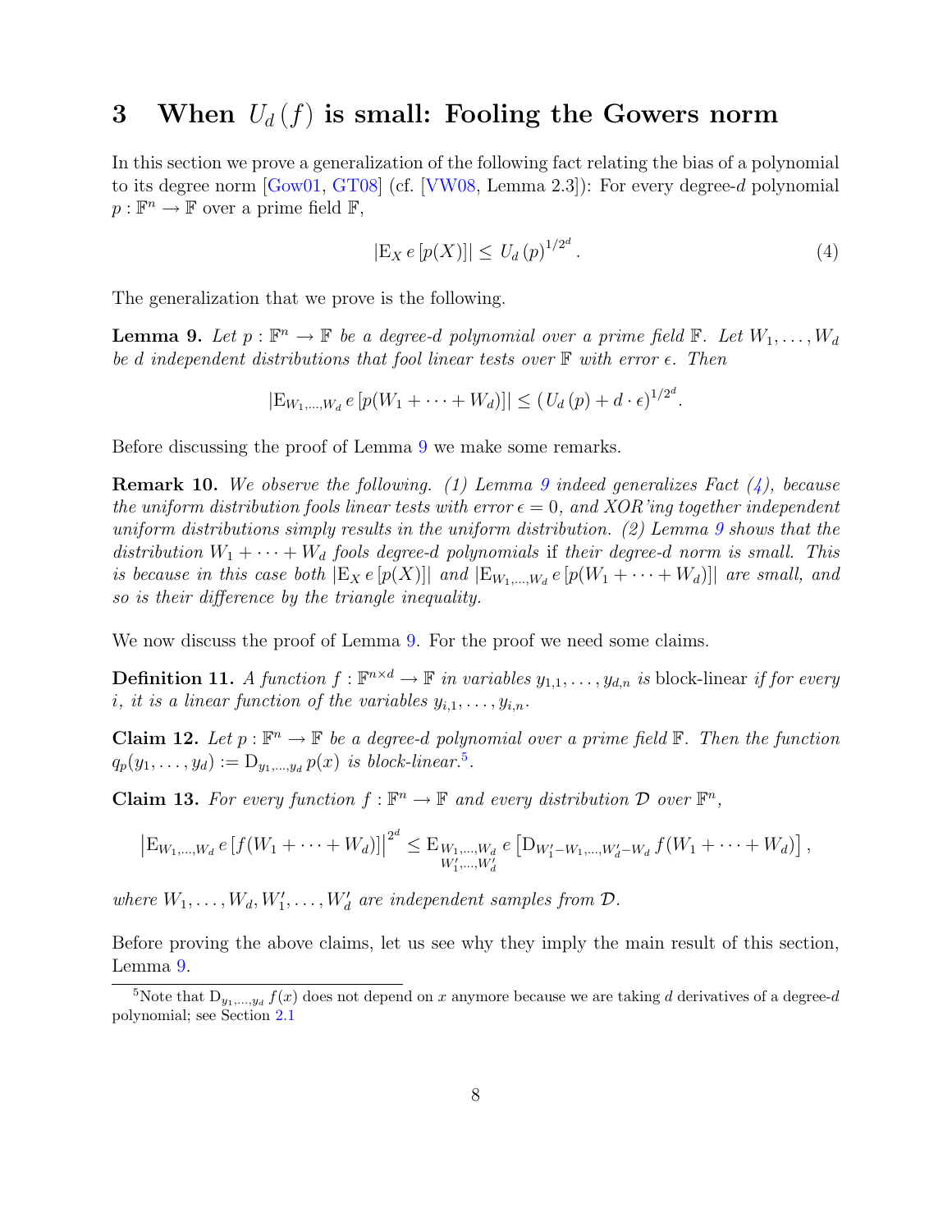# 3 When $U_d(f)$ is small: Fooling the Gowers norm

In this section we prove a generalization of the following fact relating the bias of a polynomial to its degree norm [Gow01, GT08] (cf. [VW08, Lemma 2.3]): For every degree-$d$ polynomial $p : \mathbb{F}^n \to \mathbb{F}$ over a prime field $\mathbb{F}$,

$$|\mathrm{E}_X\, e\,[p(X)]| \leq U_d\,(p)^{1/2^d}\,. \tag{4}$$

The generalization that we prove is the following.

**Lemma 9.** *Let $p : \mathbb{F}^n \to \mathbb{F}$ be a degree-$d$ polynomial over a prime field $\mathbb{F}$. Let $W_1, \ldots, W_d$ be $d$ independent distributions that fool linear tests over $\mathbb{F}$ with error $\epsilon$. Then*

$$|\mathrm{E}_{W_1,\ldots,W_d}\, e\,[p(W_1 + \cdots + W_d)]| \leq (U_d\,(p) + d \cdot \epsilon)^{1/2^d}.$$

Before discussing the proof of Lemma 9 we make some remarks.

**Remark 10.** *We observe the following. (1) Lemma 9 indeed generalizes Fact (4), because the uniform distribution fools linear tests with error $\epsilon = 0$, and XOR'ing together independent uniform distributions simply results in the uniform distribution. (2) Lemma 9 shows that the distribution $W_1 + \cdots + W_d$ fools degree-$d$ polynomials* if *their degree-$d$ norm is small. This is because in this case both $|\mathrm{E}_X\, e\,[p(X)]|$ and $|\mathrm{E}_{W_1,\ldots,W_d}\, e\,[p(W_1 + \cdots + W_d)]|$ are small, and so is their difference by the triangle inequality.*

We now discuss the proof of Lemma 9. For the proof we need some claims.

**Definition 11.** *A function $f : \mathbb{F}^{n \times d} \to \mathbb{F}$ in variables $y_{1,1}, \ldots, y_{d,n}$ is* block-linear *if for every $i$, it is a linear function of the variables $y_{i,1}, \ldots, y_{i,n}$.*

**Claim 12.** *Let $p : \mathbb{F}^n \to \mathbb{F}$ be a degree-$d$ polynomial over a prime field $\mathbb{F}$. Then the function $q_p(y_1, \ldots, y_d) := \mathrm{D}_{y_1,\ldots,y_d}\, p(x)$ is block-linear.*[5]

**Claim 13.** *For every function $f : \mathbb{F}^n \to \mathbb{F}$ and every distribution $\mathcal{D}$ over $\mathbb{F}^n$,*

$$\left|\mathrm{E}_{W_1,\ldots,W_d}\, e\,[f(W_1 + \cdots + W_d)]\right|^{2^d} \leq \mathrm{E}_{\substack{W_1,\ldots,W_d \\ W'_1,\ldots,W'_d}}\, e\left[\mathrm{D}_{W'_1 - W_1,\ldots,W'_d - W_d}\, f(W_1 + \cdots + W_d)\right],$$

*where $W_1, \ldots, W_d, W'_1, \ldots, W'_d$ are independent samples from $\mathcal{D}$.*

Before proving the above claims, let us see why they imply the main result of this section, Lemma 9.

[5] Note that $\mathrm{D}_{y_1,\ldots,y_d}\, f(x)$ does not depend on $x$ anymore because we are taking $d$ derivatives of a degree-$d$ polynomial; see Section 2.1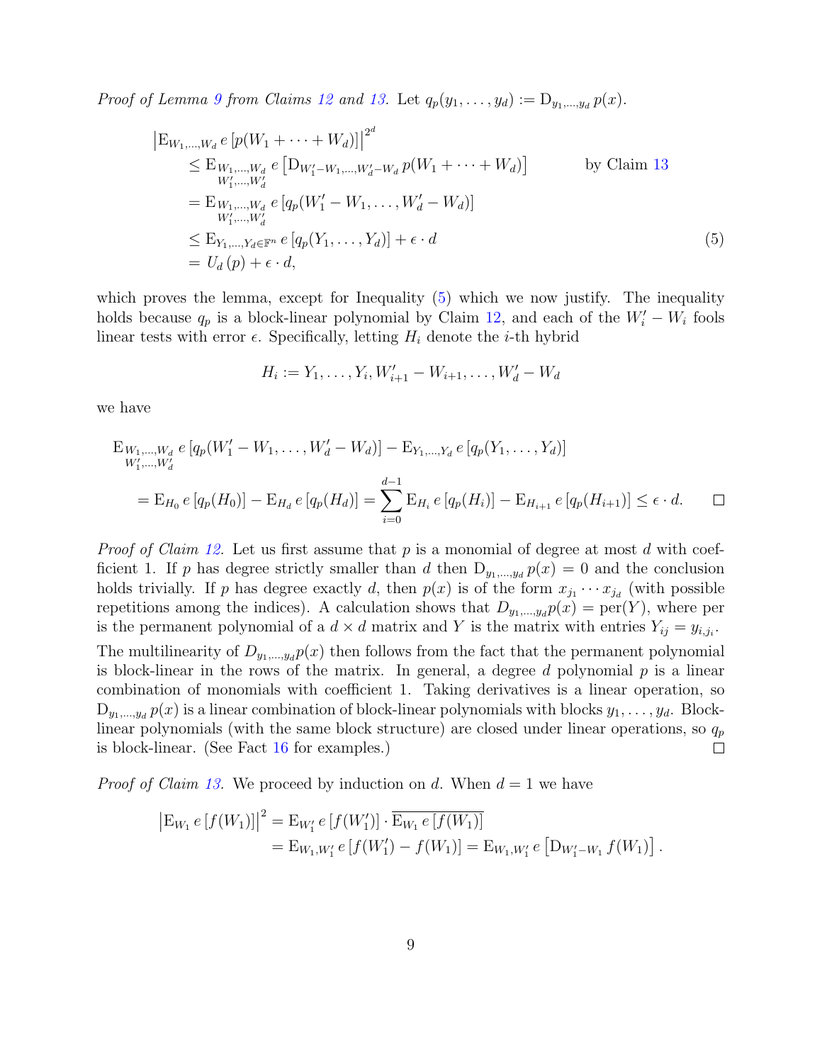*Proof of Lemma 9 from Claims 12 and 13.* Let $q_p(y_1, \ldots, y_d) := \mathrm{D}_{y_1,\ldots,y_d}\, p(x)$.

$$
\begin{aligned}
&\left|\mathrm{E}_{W_1,\ldots,W_d}\, e\left[p(W_1 + \cdots + W_d)\right]\right|^{2^d} \\
&\quad \leq \mathrm{E}_{\substack{W_1,\ldots,W_d \\ W_1',\ldots,W_d'}}\, e\left[\mathrm{D}_{W_1'-W_1,\ldots,W_d'-W_d}\, p(W_1 + \cdots + W_d)\right] \qquad \text{by Claim 13} \\
&\quad = \mathrm{E}_{\substack{W_1,\ldots,W_d \\ W_1',\ldots,W_d'}}\, e\left[q_p(W_1' - W_1, \ldots, W_d' - W_d)\right] \\
&\quad \leq \mathrm{E}_{Y_1,\ldots,Y_d \in \mathbb{F}^n}\, e\left[q_p(Y_1, \ldots, Y_d)\right] + \epsilon \cdot d \qquad (5) \\
&\quad = U_d\left(p\right) + \epsilon \cdot d,
\end{aligned}
$$

which proves the lemma, except for Inequality (5) which we now justify. The inequality holds because $q_p$ is a block-linear polynomial by Claim 12, and each of the $W_i' - W_i$ fools linear tests with error $\epsilon$. Specifically, letting $H_i$ denote the $i$-th hybrid

$$H_i := Y_1, \ldots, Y_i, W_{i+1}' - W_{i+1}, \ldots, W_d' - W_d$$

we have

$$
\begin{aligned}
&\mathrm{E}_{\substack{W_1,\ldots,W_d \\ W_1',\ldots,W_d'}}\, e\left[q_p(W_1' - W_1, \ldots, W_d' - W_d)\right] - \mathrm{E}_{Y_1,\ldots,Y_d}\, e\left[q_p(Y_1, \ldots, Y_d)\right] \\
&\quad = \mathrm{E}_{H_0}\, e\left[q_p(H_0)\right] - \mathrm{E}_{H_d}\, e\left[q_p(H_d)\right] = \sum_{i=0}^{d-1} \mathrm{E}_{H_i}\, e\left[q_p(H_i)\right] - \mathrm{E}_{H_{i+1}}\, e\left[q_p(H_{i+1})\right] \leq \epsilon \cdot d. \qquad \square
\end{aligned}
$$

*Proof of Claim 12.* Let us first assume that $p$ is a monomial of degree at most $d$ with coefficient 1. If $p$ has degree strictly smaller than $d$ then $\mathrm{D}_{y_1,\ldots,y_d}\, p(x) = 0$ and the conclusion holds trivially. If $p$ has degree exactly $d$, then $p(x)$ is of the form $x_{j_1} \cdots x_{j_d}$ (with possible repetitions among the indices). A calculation shows that $D_{y_1,\ldots,y_d} p(x) = \mathrm{per}(Y)$, where per is the permanent polynomial of a $d \times d$ matrix and $Y$ is the matrix with entries $Y_{ij} = y_{i,j_i}$. The multilinearity of $D_{y_1,\ldots,y_d} p(x)$ then follows from the fact that the permanent polynomial is block-linear in the rows of the matrix. In general, a degree $d$ polynomial $p$ is a linear combination of monomials with coefficient 1. Taking derivatives is a linear operation, so $\mathrm{D}_{y_1,\ldots,y_d}\, p(x)$ is a linear combination of block-linear polynomials with blocks $y_1, \ldots, y_d$. Block-linear polynomials (with the same block structure) are closed under linear operations, so $q_p$ is block-linear. (See Fact 16 for examples.) $\square$

*Proof of Claim 13.* We proceed by induction on $d$. When $d = 1$ we have

$$
\begin{aligned}
\left|\mathrm{E}_{W_1}\, e\left[f(W_1)\right]\right|^2 &= \mathrm{E}_{W_1'}\, e\left[f(W_1')\right] \cdot \overline{\mathrm{E}_{W_1}\, e\left[f(W_1)\right]} \\
&= \mathrm{E}_{W_1, W_1'}\, e\left[f(W_1') - f(W_1)\right] = \mathrm{E}_{W_1, W_1'}\, e\left[\mathrm{D}_{W_1' - W_1}\, f(W_1)\right].
\end{aligned}
$$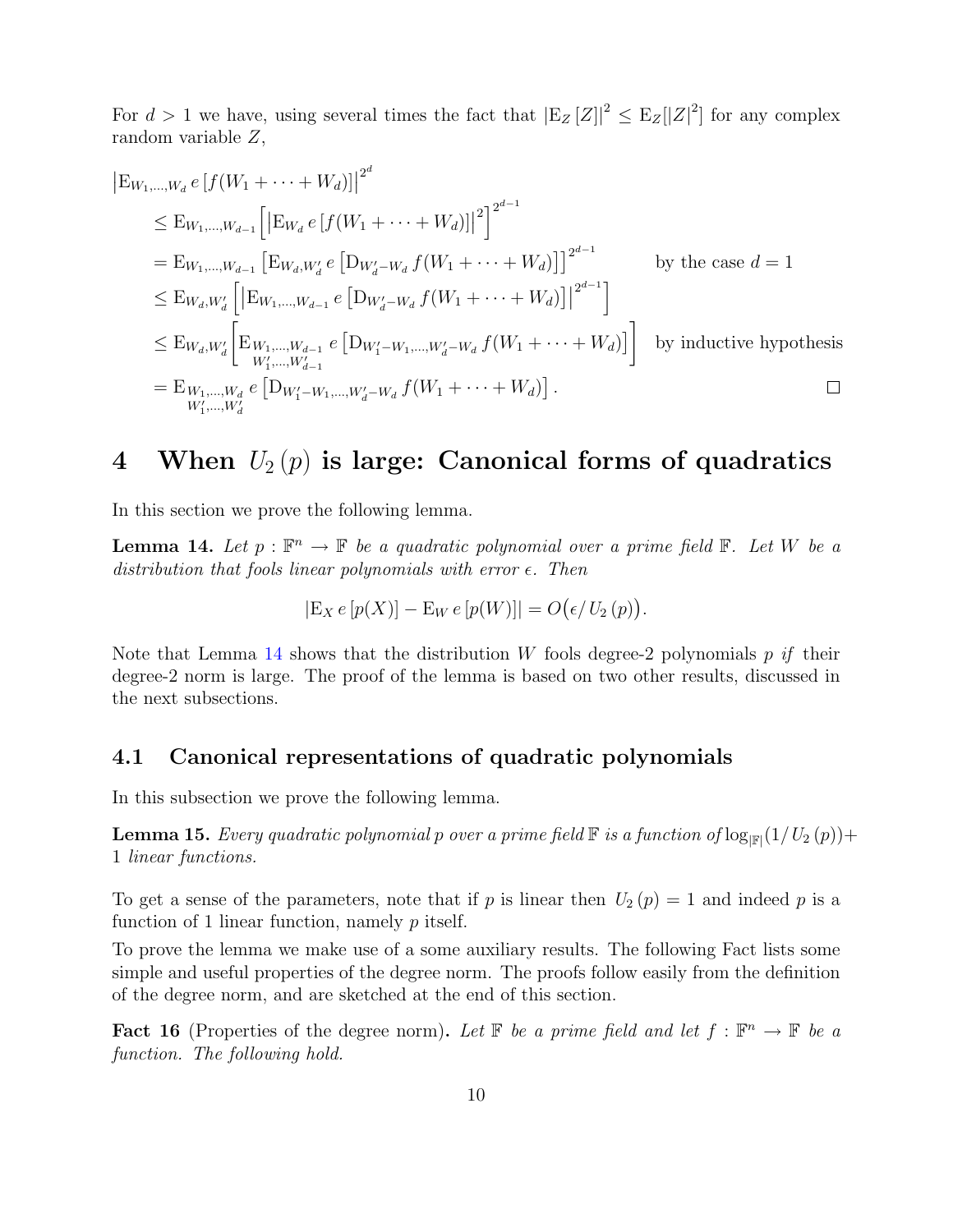For $d > 1$ we have, using several times the fact that $|\mathrm{E}_Z[Z]|^2 \leq \mathrm{E}_Z[|Z|^2]$ for any complex random variable $Z$,

$$
\begin{aligned}
&\left|\mathrm{E}_{W_1,\ldots,W_d}\, e\left[f(W_1+\cdots+W_d)\right]\right|^{2^d} \\
&\quad\leq \mathrm{E}_{W_1,\ldots,W_{d-1}}\left[\left|\mathrm{E}_{W_d}\, e\left[f(W_1+\cdots+W_d)\right]\right|^2\right]^{2^{d-1}} \\
&\quad= \mathrm{E}_{W_1,\ldots,W_{d-1}}\left[\mathrm{E}_{W_d,W_d'}\, e\left[\mathrm{D}_{W_d'-W_d}\, f(W_1+\cdots+W_d)\right]\right]^{2^{d-1}} \qquad \text{by the case } d=1 \\
&\quad\leq \mathrm{E}_{W_d,W_d'}\left[\left|\mathrm{E}_{W_1,\ldots,W_{d-1}}\, e\left[\mathrm{D}_{W_d'-W_d}\, f(W_1+\cdots+W_d)\right]\right|^{2^{d-1}}\right] \\
&\quad\leq \mathrm{E}_{W_d,W_d'}\left[\mathrm{E}_{\substack{W_1,\ldots,W_{d-1}\\ W_1',\ldots,W_{d-1}'}}\, e\left[\mathrm{D}_{W_1'-W_1,\ldots,W_d'-W_d}\, f(W_1+\cdots+W_d)\right]\right] \qquad \text{by inductive hypothesis} \\
&\quad= \mathrm{E}_{\substack{W_1,\ldots,W_d\\ W_1',\ldots,W_d'}}\, e\left[\mathrm{D}_{W_1'-W_1,\ldots,W_d'-W_d}\, f(W_1+\cdots+W_d)\right].
\end{aligned}
$$

□

# 4 When $U_2(p)$ is large: Canonical forms of quadratics

In this section we prove the following lemma.

**Lemma 14.** *Let $p : \mathbb{F}^n \to \mathbb{F}$ be a quadratic polynomial over a prime field $\mathbb{F}$. Let $W$ be a distribution that fools linear polynomials with error $\epsilon$. Then*

$$|\mathrm{E}_X\, e[p(X)] - \mathrm{E}_W\, e[p(W)]| = O\big(\epsilon / U_2(p)\big).$$

Note that Lemma 14 shows that the distribution $W$ fools degree-2 polynomials $p$ *if* their degree-2 norm is large. The proof of the lemma is based on two other results, discussed in the next subsections.

## 4.1 Canonical representations of quadratic polynomials

In this subsection we prove the following lemma.

**Lemma 15.** *Every quadratic polynomial $p$ over a prime field $\mathbb{F}$ is a function of $\log_{|\mathbb{F}|}(1/U_2(p)) + 1$ linear functions.*

To get a sense of the parameters, note that if $p$ is linear then $U_2(p) = 1$ and indeed $p$ is a function of 1 linear function, namely $p$ itself.

To prove the lemma we make use of a some auxiliary results. The following Fact lists some simple and useful properties of the degree norm. The proofs follow easily from the definition of the degree norm, and are sketched at the end of this section.

**Fact 16** (Properties of the degree norm). *Let $\mathbb{F}$ be a prime field and let $f : \mathbb{F}^n \to \mathbb{F}$ be a function. The following hold.*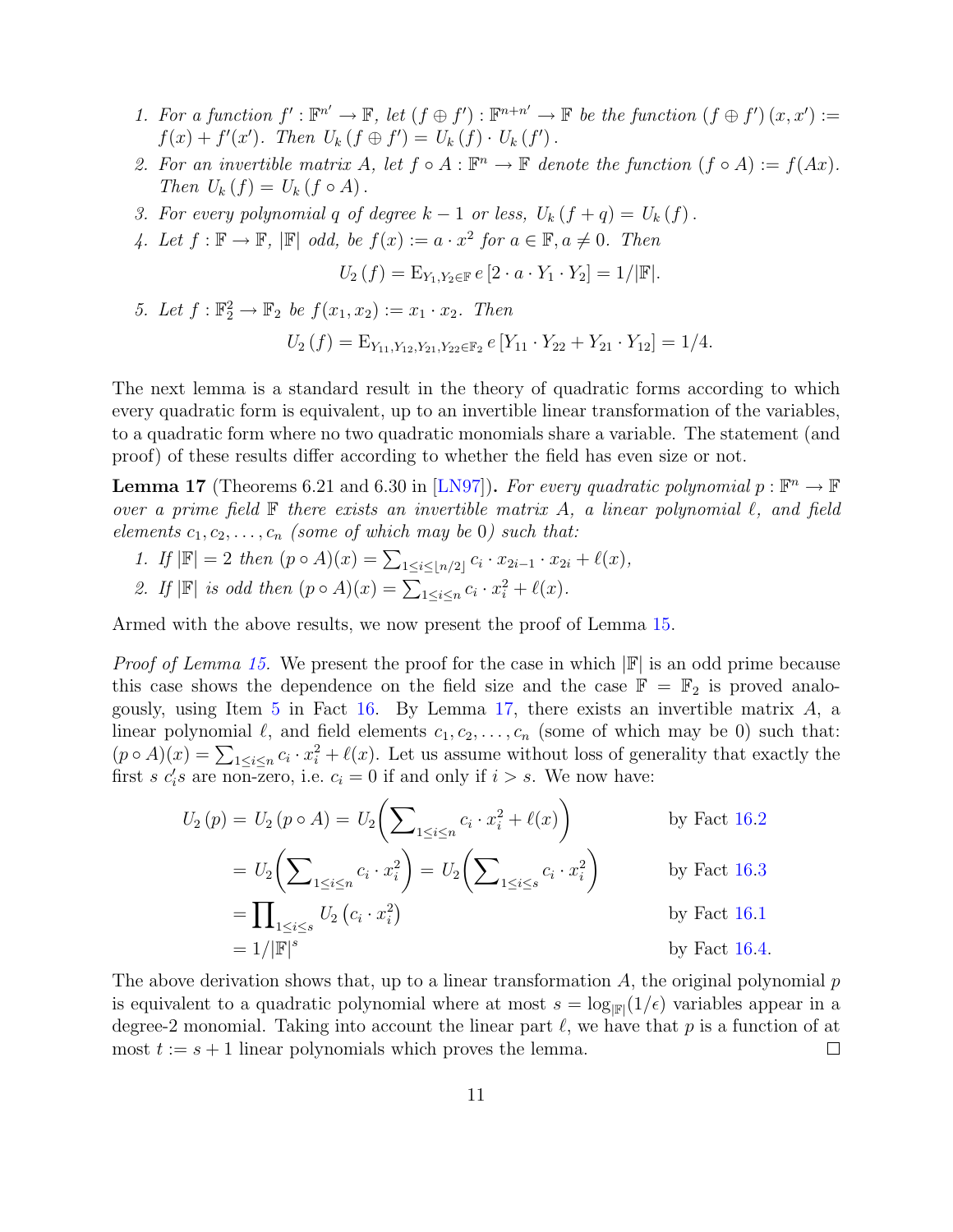1. *For a function $f' : \mathbb{F}^{n'} \to \mathbb{F}$, let $(f \oplus f') : \mathbb{F}^{n+n'} \to \mathbb{F}$ be the function $(f \oplus f')(x, x') := f(x) + f'(x')$. Then $U_k(f \oplus f') = U_k(f) \cdot U_k(f')$.*
2. *For an invertible matrix $A$, let $f \circ A : \mathbb{F}^n \to \mathbb{F}$ denote the function $(f \circ A) := f(Ax)$. Then $U_k(f) = U_k(f \circ A)$.*
3. *For every polynomial $q$ of degree $k-1$ or less, $U_k(f + q) = U_k(f)$.*
4. *Let $f : \mathbb{F} \to \mathbb{F}$, $|\mathbb{F}|$ odd, be $f(x) := a \cdot x^2$ for $a \in \mathbb{F}, a \neq 0$. Then*
$$U_2(f) = \mathrm{E}_{Y_1, Y_2 \in \mathbb{F}}\, e\left[2 \cdot a \cdot Y_1 \cdot Y_2\right] = 1/|\mathbb{F}|.$$
5. *Let $f : \mathbb{F}_2^2 \to \mathbb{F}_2$ be $f(x_1, x_2) := x_1 \cdot x_2$. Then*
$$U_2(f) = \mathrm{E}_{Y_{11}, Y_{12}, Y_{21}, Y_{22} \in \mathbb{F}_2}\, e\left[Y_{11} \cdot Y_{22} + Y_{21} \cdot Y_{12}\right] = 1/4.$$

The next lemma is a standard result in the theory of quadratic forms according to which every quadratic form is equivalent, up to an invertible linear transformation of the variables, to a quadratic form where no two quadratic monomials share a variable. The statement (and proof) of these results differ according to whether the field has even size or not.

**Lemma 17** (Theorems 6.21 and 6.30 in [LN97])**.** *For every quadratic polynomial $p : \mathbb{F}^n \to \mathbb{F}$ over a prime field $\mathbb{F}$ there exists an invertible matrix $A$, a linear polynomial $\ell$, and field elements $c_1, c_2, \ldots, c_n$ (some of which may be 0) such that:*

1. *If $|\mathbb{F}| = 2$ then $(p \circ A)(x) = \sum_{1 \le i \le \lfloor n/2 \rfloor} c_i \cdot x_{2i-1} \cdot x_{2i} + \ell(x)$,*
2. *If $|\mathbb{F}|$ is odd then $(p \circ A)(x) = \sum_{1 \le i \le n} c_i \cdot x_i^2 + \ell(x)$.*

Armed with the above results, we now present the proof of Lemma 15.

*Proof of Lemma 15.* We present the proof for the case in which $|\mathbb{F}|$ is an odd prime because this case shows the dependence on the field size and the case $\mathbb{F} = \mathbb{F}_2$ is proved analogously, using Item 5 in Fact 16. By Lemma 17, there exists an invertible matrix $A$, a linear polynomial $\ell$, and field elements $c_1, c_2, \ldots, c_n$ (some of which may be 0) such that: $(p \circ A)(x) = \sum_{1 \le i \le n} c_i \cdot x_i^2 + \ell(x)$. Let us assume without loss of generality that exactly the first $s$ $c_i'$s are non-zero, i.e. $c_i = 0$ if and only if $i > s$. We now have:

$$
\begin{aligned}
U_2(p) &= U_2(p \circ A) = U_2\Big(\sum\nolimits_{1 \le i \le n} c_i \cdot x_i^2 + \ell(x)\Big) && \text{by Fact 16.2} \\
&= U_2\Big(\sum\nolimits_{1 \le i \le n} c_i \cdot x_i^2\Big) = U_2\Big(\sum\nolimits_{1 \le i \le s} c_i \cdot x_i^2\Big) && \text{by Fact 16.3} \\
&= \prod\nolimits_{1 \le i \le s} U_2\left(c_i \cdot x_i^2\right) && \text{by Fact 16.1} \\
&= 1/|\mathbb{F}|^s && \text{by Fact 16.4.}
\end{aligned}
$$

The above derivation shows that, up to a linear transformation $A$, the original polynomial $p$ is equivalent to a quadratic polynomial where at most $s = \log_{|\mathbb{F}|}(1/\epsilon)$ variables appear in a degree-2 monomial. Taking into account the linear part $\ell$, we have that $p$ is a function of at most $t := s + 1$ linear polynomials which proves the lemma. $\square$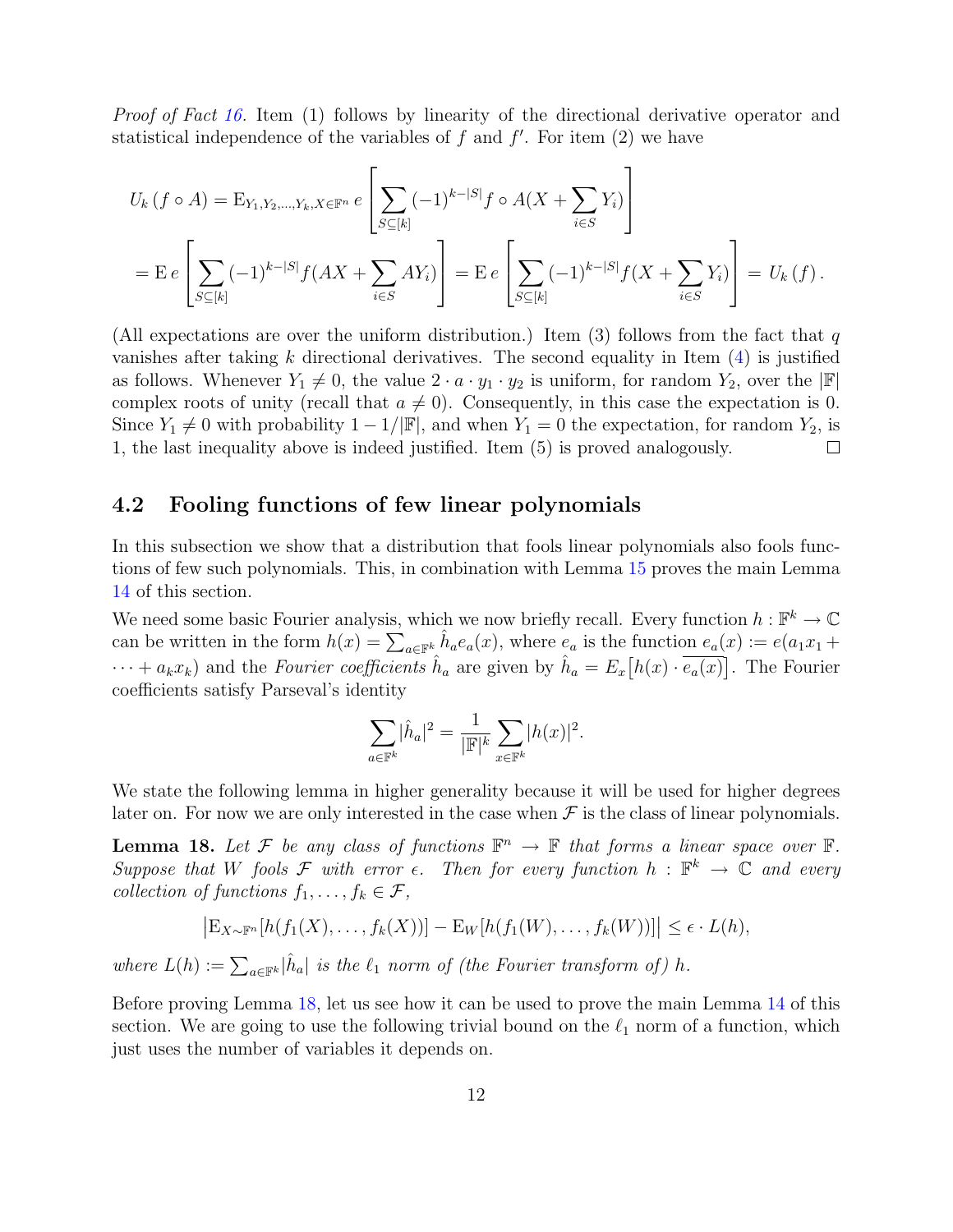*Proof of Fact 16.* Item (1) follows by linearity of the directional derivative operator and statistical independence of the variables of $f$ and $f'$. For item (2) we have

$$
U_k\left(f \circ A\right) = \mathrm{E}_{Y_1, Y_2, \ldots, Y_k, X \in \mathbb{F}^n}\, e\left[\sum_{S \subseteq [k]} (-1)^{k-|S|} f \circ A(X + \sum_{i \in S} Y_i)\right]
$$

$$
= \mathrm{E}\, e\left[\sum_{S \subseteq [k]} (-1)^{k-|S|} f(AX + \sum_{i \in S} AY_i)\right] = \mathrm{E}\, e\left[\sum_{S \subseteq [k]} (-1)^{k-|S|} f(X + \sum_{i \in S} Y_i)\right] = U_k\left(f\right).
$$

(All expectations are over the uniform distribution.) Item (3) follows from the fact that $q$ vanishes after taking $k$ directional derivatives. The second equality in Item (4) is justified as follows. Whenever $Y_1 \neq 0$, the value $2 \cdot a \cdot y_1 \cdot y_2$ is uniform, for random $Y_2$, over the $|\mathbb{F}|$ complex roots of unity (recall that $a \neq 0$). Consequently, in this case the expectation is 0. Since $Y_1 \neq 0$ with probability $1 - 1/|\mathbb{F}|$, and when $Y_1 = 0$ the expectation, for random $Y_2$, is 1, the last inequality above is indeed justified. Item (5) is proved analogously. □

## 4.2 Fooling functions of few linear polynomials

In this subsection we show that a distribution that fools linear polynomials also fools functions of few such polynomials. This, in combination with Lemma 15 proves the main Lemma 14 of this section.

We need some basic Fourier analysis, which we now briefly recall. Every function $h : \mathbb{F}^k \to \mathbb{C}$ can be written in the form $h(x) = \sum_{a \in \mathbb{F}^k} \hat{h}_a e_a(x)$, where $e_a$ is the function $e_a(x) := e(a_1 x_1 + \cdots + a_k x_k)$ and the *Fourier coefficients* $\hat{h}_a$ are given by $\hat{h}_a = E_x\big[h(x) \cdot \overline{e_a(x)}\big]$. The Fourier coefficients satisfy Parseval's identity

$$
\sum_{a \in \mathbb{F}^k} |\hat{h}_a|^2 = \frac{1}{|\mathbb{F}|^k} \sum_{x \in \mathbb{F}^k} |h(x)|^2.
$$

We state the following lemma in higher generality because it will be used for higher degrees later on. For now we are only interested in the case when $\mathcal{F}$ is the class of linear polynomials.

**Lemma 18.** *Let $\mathcal{F}$ be any class of functions $\mathbb{F}^n \to \mathbb{F}$ that forms a linear space over $\mathbb{F}$. Suppose that $W$ fools $\mathcal{F}$ with error $\epsilon$. Then for every function $h : \mathbb{F}^k \to \mathbb{C}$ and every collection of functions $f_1, \ldots, f_k \in \mathcal{F}$,*

$$
\left|\mathrm{E}_{X \sim \mathbb{F}^n}[h(f_1(X), \ldots, f_k(X))] - \mathrm{E}_W[h(f_1(W), \ldots, f_k(W))]\right| \leq \epsilon \cdot L(h),
$$

*where $L(h) := \sum_{a \in \mathbb{F}^k} |\hat{h}_a|$ is the $\ell_1$ norm of (the Fourier transform of) $h$.*

Before proving Lemma 18, let us see how it can be used to prove the main Lemma 14 of this section. We are going to use the following trivial bound on the $\ell_1$ norm of a function, which just uses the number of variables it depends on.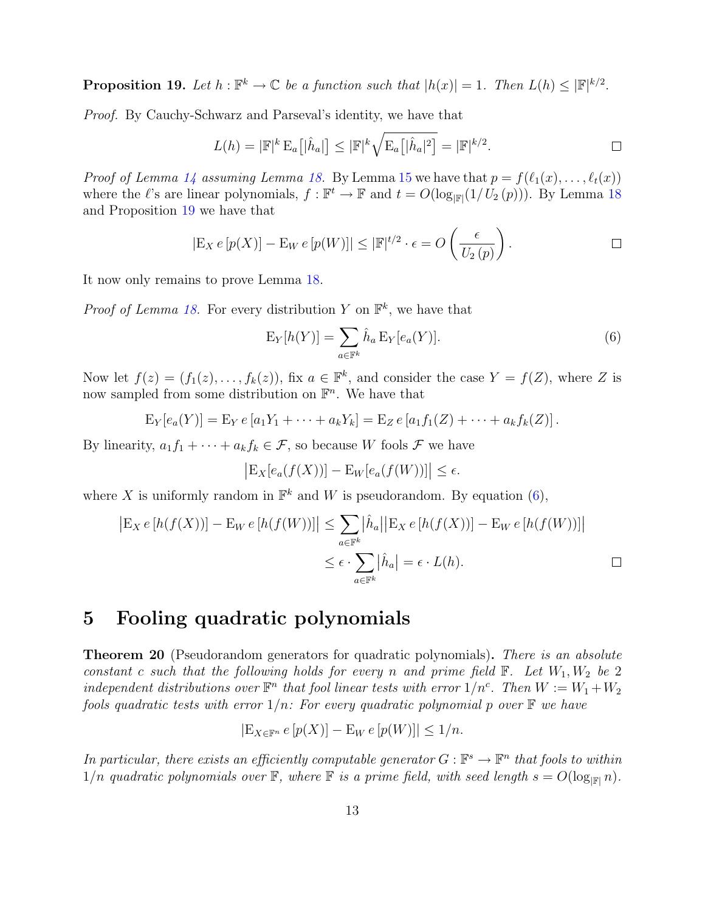**Proposition 19.** *Let $h : \mathbb{F}^k \to \mathbb{C}$ be a function such that $|h(x)| = 1$. Then $L(h) \leq |\mathbb{F}|^{k/2}$.*

*Proof.* By Cauchy-Schwarz and Parseval's identity, we have that

$$L(h) = |\mathbb{F}|^k \, \mathrm{E}_a\left[|\hat{h}_a|\right] \leq |\mathbb{F}|^k \sqrt{\mathrm{E}_a\left[|\hat{h}_a|^2\right]} = |\mathbb{F}|^{k/2}. \qquad \square$$

*Proof of Lemma 14 assuming Lemma 18.* By Lemma 15 we have that $p = f(\ell_1(x), \ldots, \ell_t(x))$ where the $\ell$'s are linear polynomials, $f : \mathbb{F}^t \to \mathbb{F}$ and $t = O(\log_{|\mathbb{F}|}(1/U_2(p)))$. By Lemma 18 and Proposition 19 we have that

$$|\mathrm{E}_X \, e\left[p(X)\right] - \mathrm{E}_W \, e\left[p(W)\right]| \leq |\mathbb{F}|^{t/2} \cdot \epsilon = O\left(\frac{\epsilon}{U_2(p)}\right). \qquad \square$$

It now only remains to prove Lemma 18.

*Proof of Lemma 18.* For every distribution $Y$ on $\mathbb{F}^k$, we have that

$$\mathrm{E}_Y[h(Y)] = \sum_{a \in \mathbb{F}^k} \hat{h}_a \, \mathrm{E}_Y[e_a(Y)]. \tag{6}$$

Now let $f(z) = (f_1(z), \ldots, f_k(z))$, fix $a \in \mathbb{F}^k$, and consider the case $Y = f(Z)$, where $Z$ is now sampled from some distribution on $\mathbb{F}^n$. We have that

$$\mathrm{E}_Y[e_a(Y)] = \mathrm{E}_Y \, e\left[a_1 Y_1 + \cdots + a_k Y_k\right] = \mathrm{E}_Z \, e\left[a_1 f_1(Z) + \cdots + a_k f_k(Z)\right].$$

By linearity, $a_1 f_1 + \cdots + a_k f_k \in \mathcal{F}$, so because $W$ fools $\mathcal{F}$ we have

$$\left|\mathrm{E}_X[e_a(f(X))] - \mathrm{E}_W[e_a(f(W))]\right| \leq \epsilon.$$

where $X$ is uniformly random in $\mathbb{F}^k$ and $W$ is pseudorandom. By equation (6),

$$\begin{aligned}
\left|\mathrm{E}_X \, e\left[h(f(X))\right] - \mathrm{E}_W \, e\left[h(f(W))\right]\right| &\leq \sum_{a \in \mathbb{F}^k} \left|\hat{h}_a\right| \left|\mathrm{E}_X \, e\left[h(f(X))\right] - \mathrm{E}_W \, e\left[h(f(W))\right]\right| \\
&\leq \epsilon \cdot \sum_{a \in \mathbb{F}^k} \left|\hat{h}_a\right| = \epsilon \cdot L(h). \qquad \square
\end{aligned}$$

# 5 Fooling quadratic polynomials

**Theorem 20** (Pseudorandom generators for quadratic polynomials)**.** *There is an absolute constant $c$ such that the following holds for every $n$ and prime field $\mathbb{F}$. Let $W_1, W_2$ be 2 independent distributions over $\mathbb{F}^n$ that fool linear tests with error $1/n^c$. Then $W := W_1 + W_2$ fools quadratic tests with error $1/n$: For every quadratic polynomial $p$ over $\mathbb{F}$ we have*

$$|\mathrm{E}_{X \in \mathbb{F}^n} \, e\left[p(X)\right] - \mathrm{E}_W \, e\left[p(W)\right]| \leq 1/n.$$

*In particular, there exists an efficiently computable generator $G : \mathbb{F}^s \to \mathbb{F}^n$ that fools to within $1/n$ quadratic polynomials over $\mathbb{F}$, where $\mathbb{F}$ is a prime field, with seed length $s = O(\log_{|\mathbb{F}|} n)$.*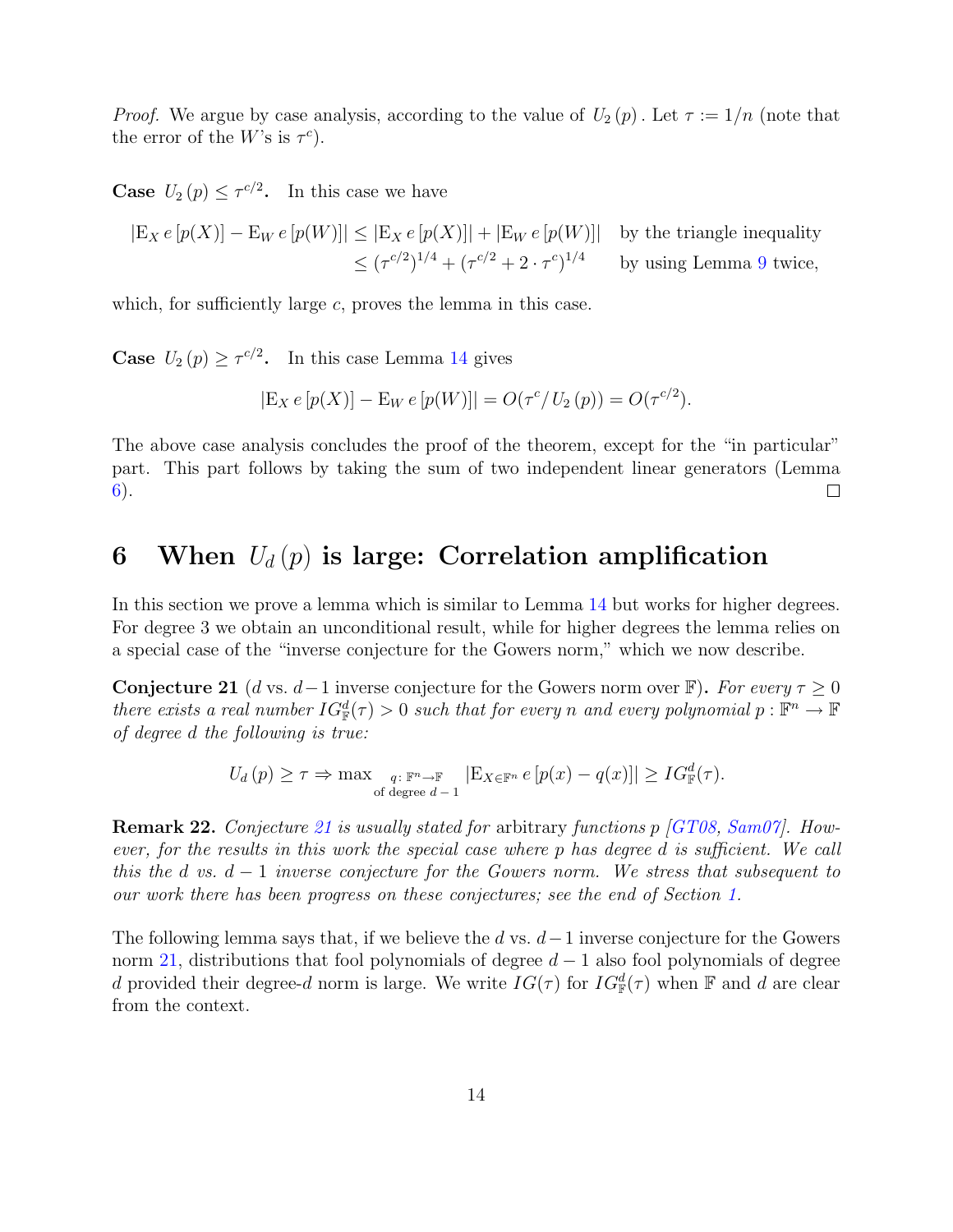*Proof.* We argue by case analysis, according to the value of $U_2(p)$. Let $\tau := 1/n$ (note that the error of the $W$'s is $\tau^c$).

**Case $U_2(p) \le \tau^{c/2}$.** In this case we have

$$
\begin{aligned}
|\mathrm{E}_X\, e[p(X)] - \mathrm{E}_W\, e[p(W)]| &\le |\mathrm{E}_X\, e[p(X)]| + |\mathrm{E}_W\, e[p(W)]| && \text{by the triangle inequality} \\
&\le (\tau^{c/2})^{1/4} + (\tau^{c/2} + 2 \cdot \tau^c)^{1/4} && \text{by using Lemma 9 twice,}
\end{aligned}
$$

which, for sufficiently large $c$, proves the lemma in this case.

**Case $U_2(p) \ge \tau^{c/2}$.** In this case Lemma 14 gives

$$
|\mathrm{E}_X\, e[p(X)] - \mathrm{E}_W\, e[p(W)]| = O(\tau^c / U_2(p)) = O(\tau^{c/2}).
$$

The above case analysis concludes the proof of the theorem, except for the "in particular" part. This part follows by taking the sum of two independent linear generators (Lemma 6). ☐

# 6 When $U_d(p)$ is large: Correlation amplification

In this section we prove a lemma which is similar to Lemma 14 but works for higher degrees. For degree 3 we obtain an unconditional result, while for higher degrees the lemma relies on a special case of the "inverse conjecture for the Gowers norm," which we now describe.

**Conjecture 21** ($d$ vs. $d-1$ inverse conjecture for the Gowers norm over $\mathbb{F}$)**.** *For every $\tau \ge 0$ there exists a real number $IG^d_{\mathbb{F}}(\tau) > 0$ such that for every $n$ and every polynomial $p : \mathbb{F}^n \to \mathbb{F}$ of degree $d$ the following is true:*

$$
U_d(p) \ge \tau \Rightarrow \max_{\substack{q:\, \mathbb{F}^n \to \mathbb{F} \\ \text{of degree } d-1}} |\mathrm{E}_{X \in \mathbb{F}^n}\, e[p(x) - q(x)]| \ge IG^d_{\mathbb{F}}(\tau).
$$

**Remark 22.** *Conjecture 21 is usually stated for* arbitrary *functions $p$ [GT08, Sam07]. However, for the results in this work the special case where $p$ has degree $d$ is sufficient. We call this the $d$ vs. $d-1$ inverse conjecture for the Gowers norm. We stress that subsequent to our work there has been progress on these conjectures; see the end of Section 1.*

The following lemma says that, if we believe the $d$ vs. $d-1$ inverse conjecture for the Gowers norm 21, distributions that fool polynomials of degree $d-1$ also fool polynomials of degree $d$ provided their degree-$d$ norm is large. We write $IG(\tau)$ for $IG^d_{\mathbb{F}}(\tau)$ when $\mathbb{F}$ and $d$ are clear from the context.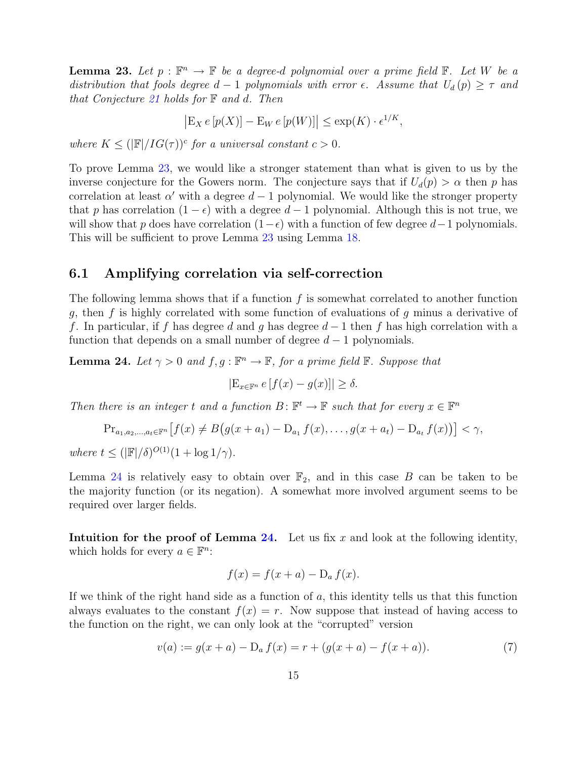**Lemma 23.** *Let $p : \mathbb{F}^n \to \mathbb{F}$ be a degree-$d$ polynomial over a prime field $\mathbb{F}$. Let $W$ be a distribution that fools degree $d-1$ polynomials with error $\epsilon$. Assume that $U_d(p) \geq \tau$ and that Conjecture 21 holds for $\mathbb{F}$ and $d$. Then*

$$\left|\mathrm{E}_X\, e\left[p(X)\right] - \mathrm{E}_W\, e\left[p(W)\right]\right| \leq \exp(K) \cdot \epsilon^{1/K},$$

*where $K \leq (|\mathbb{F}|/IG(\tau))^c$ for a universal constant $c > 0$.*

To prove Lemma 23, we would like a stronger statement than what is given to us by the inverse conjecture for the Gowers norm. The conjecture says that if $U_d(p) > \alpha$ then $p$ has correlation at least $\alpha'$ with a degree $d-1$ polynomial. We would like the stronger property that $p$ has correlation $(1-\epsilon)$ with a degree $d-1$ polynomial. Although this is not true, we will show that $p$ does have correlation $(1-\epsilon)$ with a function of few degree $d-1$ polynomials. This will be sufficient to prove Lemma 23 using Lemma 18.

## 6.1 Amplifying correlation via self-correction

The following lemma shows that if a function $f$ is somewhat correlated to another function $g$, then $f$ is highly correlated with some function of evaluations of $g$ minus a derivative of $f$. In particular, if $f$ has degree $d$ and $g$ has degree $d-1$ then $f$ has high correlation with a function that depends on a small number of degree $d-1$ polynomials.

**Lemma 24.** *Let $\gamma > 0$ and $f, g : \mathbb{F}^n \to \mathbb{F}$, for a prime field $\mathbb{F}$. Suppose that*

$$\left|\mathrm{E}_{x\in\mathbb{F}^n}\, e\left[f(x) - g(x)\right]\right| \geq \delta.$$

*Then there is an integer $t$ and a function $B \colon \mathbb{F}^t \to \mathbb{F}$ such that for every $x \in \mathbb{F}^n$*

$$\Pr_{a_1,a_2,\ldots,a_t\in\mathbb{F}^n}\left[f(x) \neq B\big(g(x+a_1) - \mathrm{D}_{a_1} f(x), \ldots, g(x+a_t) - \mathrm{D}_{a_t} f(x)\big)\right] < \gamma,$$

*where $t \leq (|\mathbb{F}|/\delta)^{O(1)}(1 + \log 1/\gamma)$.*

Lemma 24 is relatively easy to obtain over $\mathbb{F}_2$, and in this case $B$ can be taken to be the majority function (or its negation). A somewhat more involved argument seems to be required over larger fields.

**Intuition for the proof of Lemma 24.** Let us fix $x$ and look at the following identity, which holds for every $a \in \mathbb{F}^n$:

$$f(x) = f(x+a) - \mathrm{D}_a f(x).$$

If we think of the right hand side as a function of $a$, this identity tells us that this function always evaluates to the constant $f(x) = r$. Now suppose that instead of having access to the function on the right, we can only look at the "corrupted" version

$$v(a) := g(x+a) - \mathrm{D}_a f(x) = r + (g(x+a) - f(x+a)). \tag{7}$$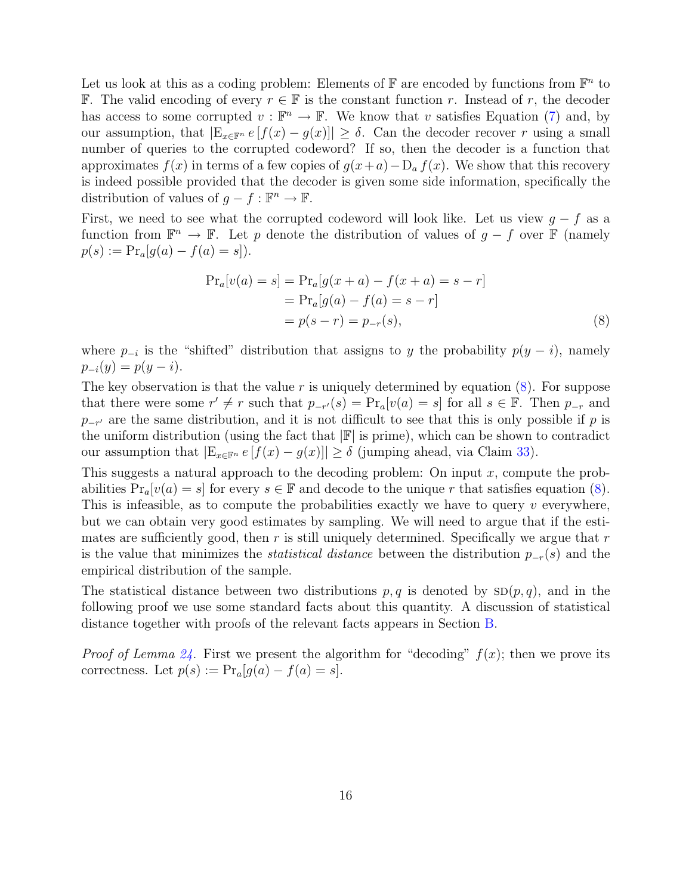Let us look at this as a coding problem: Elements of $\mathbb{F}$ are encoded by functions from $\mathbb{F}^n$ to $\mathbb{F}$. The valid encoding of every $r \in \mathbb{F}$ is the constant function $r$. Instead of $r$, the decoder has access to some corrupted $v : \mathbb{F}^n \to \mathbb{F}$. We know that $v$ satisfies Equation (7) and, by our assumption, that $|\mathrm{E}_{x \in \mathbb{F}^n} e[f(x) - g(x)]| \geq \delta$. Can the decoder recover $r$ using a small number of queries to the corrupted codeword? If so, then the decoder is a function that approximates $f(x)$ in terms of a few copies of $g(x+a) - \mathrm{D}_a f(x)$. We show that this recovery is indeed possible provided that the decoder is given some side information, specifically the distribution of values of $g - f : \mathbb{F}^n \to \mathbb{F}$.

First, we need to see what the corrupted codeword will look like. Let us view $g - f$ as a function from $\mathbb{F}^n \to \mathbb{F}$. Let $p$ denote the distribution of values of $g - f$ over $\mathbb{F}$ (namely $p(s) := \Pr_a[g(a) - f(a) = s]$).

$$
\begin{aligned}
\Pr_a[v(a) = s] &= \Pr_a[g(x+a) - f(x+a) = s - r] \\
&= \Pr_a[g(a) - f(a) = s - r] \\
&= p(s - r) = p_{-r}(s),
\end{aligned} \tag{8}
$$

where $p_{-i}$ is the "shifted" distribution that assigns to $y$ the probability $p(y-i)$, namely $p_{-i}(y) = p(y - i)$.

The key observation is that the value $r$ is uniquely determined by equation (8). For suppose that there were some $r' \neq r$ such that $p_{-r'}(s) = \Pr_a[v(a) = s]$ for all $s \in \mathbb{F}$. Then $p_{-r}$ and $p_{-r'}$ are the same distribution, and it is not difficult to see that this is only possible if $p$ is the uniform distribution (using the fact that $|\mathbb{F}|$ is prime), which can be shown to contradict our assumption that $|\mathrm{E}_{x \in \mathbb{F}^n} e[f(x) - g(x)]| \geq \delta$ (jumping ahead, via Claim 33).

This suggests a natural approach to the decoding problem: On input $x$, compute the probabilities $\Pr_a[v(a) = s]$ for every $s \in \mathbb{F}$ and decode to the unique $r$ that satisfies equation (8). This is infeasible, as to compute the probabilities exactly we have to query $v$ everywhere, but we can obtain very good estimates by sampling. We will need to argue that if the estimates are sufficiently good, then $r$ is still uniquely determined. Specifically we argue that $r$ is the value that minimizes the *statistical distance* between the distribution $p_{-r}(s)$ and the empirical distribution of the sample.

The statistical distance between two distributions $p, q$ is denoted by $\mathrm{SD}(p, q)$, and in the following proof we use some standard facts about this quantity. A discussion of statistical distance together with proofs of the relevant facts appears in Section B.

*Proof of Lemma 24.* First we present the algorithm for "decoding" $f(x)$; then we prove its correctness. Let $p(s) := \Pr_a[g(a) - f(a) = s]$.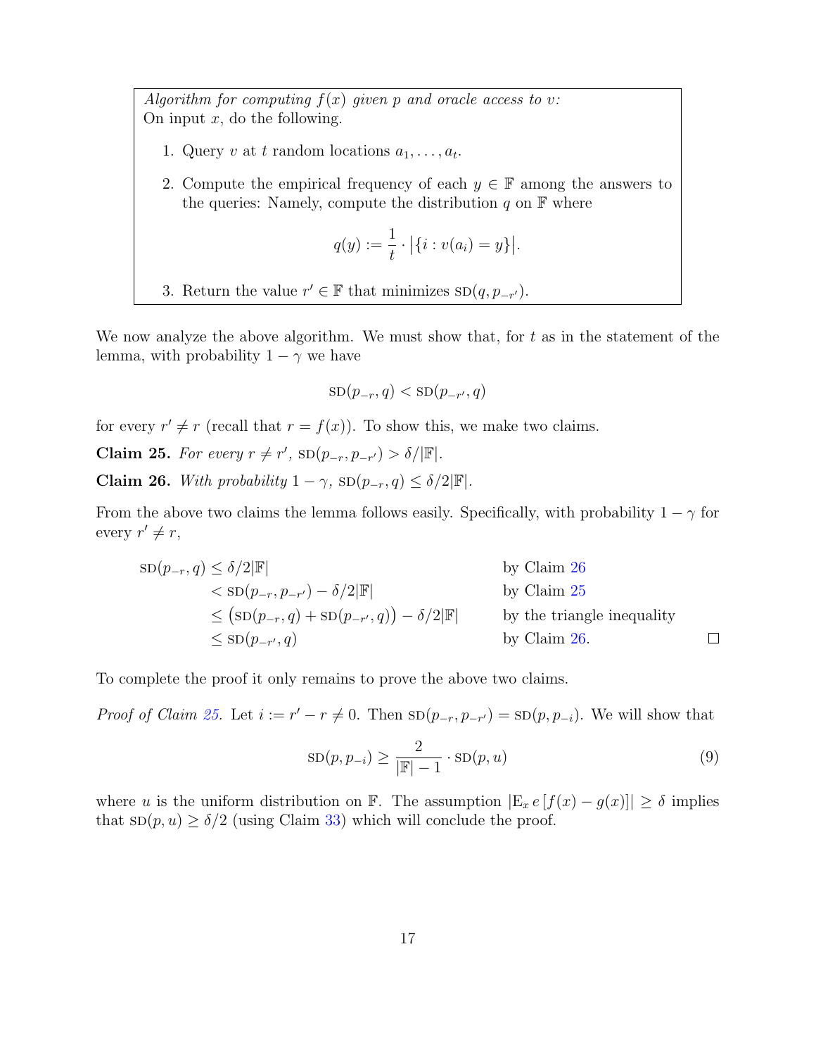*Algorithm for computing $f(x)$ given $p$ and oracle access to $v$:*
On input $x$, do the following.

1. Query $v$ at $t$ random locations $a_1, \ldots, a_t$.
2. Compute the empirical frequency of each $y \in \mathbb{F}$ among the answers to the queries: Namely, compute the distribution $q$ on $\mathbb{F}$ where
$$q(y) := \frac{1}{t} \cdot \big|\{i : v(a_i) = y\}\big|.$$
3. Return the value $r' \in \mathbb{F}$ that minimizes $\text{SD}(q, p_{-r'})$.

We now analyze the above algorithm. We must show that, for $t$ as in the statement of the lemma, with probability $1 - \gamma$ we have

$$\text{SD}(p_{-r}, q) < \text{SD}(p_{-r'}, q)$$

for every $r' \neq r$ (recall that $r = f(x)$). To show this, we make two claims.

**Claim 25.** *For every $r \neq r'$, $\text{SD}(p_{-r}, p_{-r'}) > \delta/|\mathbb{F}|$.*

**Claim 26.** *With probability $1 - \gamma$, $\text{SD}(p_{-r}, q) \leq \delta/2|\mathbb{F}|$.*

From the above two claims the lemma follows easily. Specifically, with probability $1 - \gamma$ for every $r' \neq r$,

$$\begin{aligned}
\text{SD}(p_{-r}, q) &\leq \delta/2|\mathbb{F}| && \text{by Claim 26} \\
&< \text{SD}(p_{-r}, p_{-r'}) - \delta/2|\mathbb{F}| && \text{by Claim 25} \\
&\leq \big(\text{SD}(p_{-r}, q) + \text{SD}(p_{-r'}, q)\big) - \delta/2|\mathbb{F}| && \text{by the triangle inequality} \\
&\leq \text{SD}(p_{-r'}, q) && \text{by Claim 26.}
\end{aligned}$$

□

To complete the proof it only remains to prove the above two claims.

*Proof of Claim 25.* Let $i := r' - r \neq 0$. Then $\text{SD}(p_{-r}, p_{-r'}) = \text{SD}(p, p_{-i})$. We will show that

$$\text{SD}(p, p_{-i}) \geq \frac{2}{|\mathbb{F}| - 1} \cdot \text{SD}(p, u) \tag{9}$$

where $u$ is the uniform distribution on $\mathbb{F}$. The assumption $|\mathrm{E}_x\, e\,[f(x) - g(x)]| \geq \delta$ implies that $\text{SD}(p, u) \geq \delta/2$ (using Claim 33) which will conclude the proof.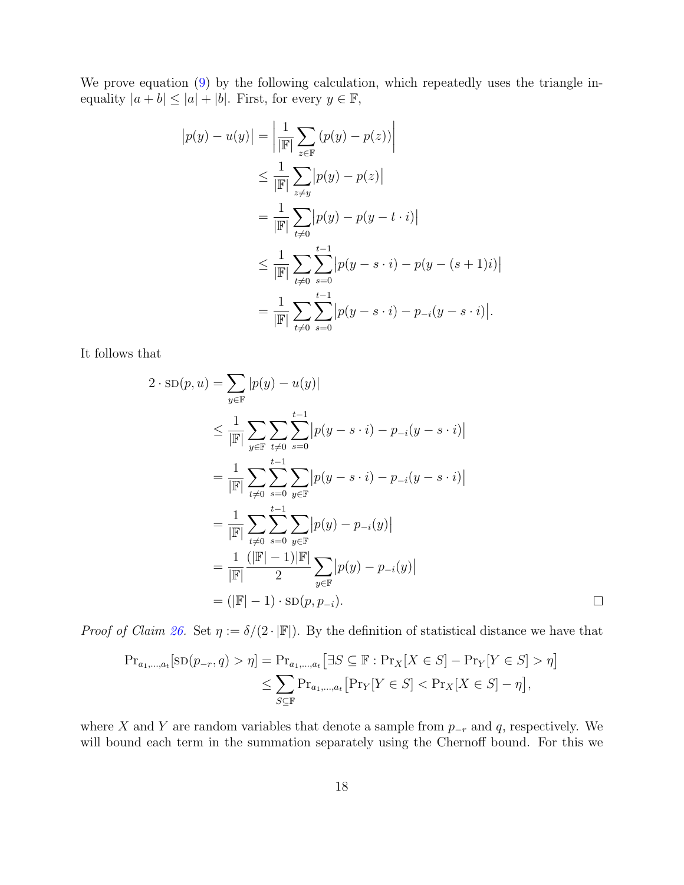We prove equation (9) by the following calculation, which repeatedly uses the triangle inequality $|a+b| \le |a| + |b|$. First, for every $y \in \mathbb{F}$,

$$
\begin{aligned}
\big|p(y) - u(y)\big| &= \left| \frac{1}{|\mathbb{F}|} \sum_{z \in \mathbb{F}} (p(y) - p(z)) \right| \\
&\le \frac{1}{|\mathbb{F}|} \sum_{z \neq y} \big|p(y) - p(z)\big| \\
&= \frac{1}{|\mathbb{F}|} \sum_{t \neq 0} \big|p(y) - p(y - t \cdot i)\big| \\
&\le \frac{1}{|\mathbb{F}|} \sum_{t \neq 0} \sum_{s=0}^{t-1} \big|p(y - s \cdot i) - p(y - (s+1)i)\big| \\
&= \frac{1}{|\mathbb{F}|} \sum_{t \neq 0} \sum_{s=0}^{t-1} \big|p(y - s \cdot i) - p_{-i}(y - s \cdot i)\big|.
\end{aligned}
$$

It follows that

$$
\begin{aligned}
2 \cdot \mathrm{SD}(p, u) &= \sum_{y \in \mathbb{F}} |p(y) - u(y)| \\
&\le \frac{1}{|\mathbb{F}|} \sum_{y \in \mathbb{F}} \sum_{t \neq 0} \sum_{s=0}^{t-1} \big|p(y - s \cdot i) - p_{-i}(y - s \cdot i)\big| \\
&= \frac{1}{|\mathbb{F}|} \sum_{t \neq 0} \sum_{s=0}^{t-1} \sum_{y \in \mathbb{F}} \big|p(y - s \cdot i) - p_{-i}(y - s \cdot i)\big| \\
&= \frac{1}{|\mathbb{F}|} \sum_{t \neq 0} \sum_{s=0}^{t-1} \sum_{y \in \mathbb{F}} \big|p(y) - p_{-i}(y)\big| \\
&= \frac{1}{|\mathbb{F}|} \frac{(|\mathbb{F}|-1)|\mathbb{F}|}{2} \sum_{y \in \mathbb{F}} \big|p(y) - p_{-i}(y)\big| \\
&= (|\mathbb{F}| - 1) \cdot \mathrm{SD}(p, p_{-i}).
\end{aligned}
$$

□

*Proof of Claim 26.* Set $\eta := \delta/(2 \cdot |\mathbb{F}|)$. By the definition of statistical distance we have that

$$
\begin{aligned}
\Pr_{a_1,\ldots,a_t}[\mathrm{SD}(p_{-r}, q) > \eta] &= \Pr_{a_1,\ldots,a_t}\big[\exists S \subseteq \mathbb{F} : \Pr_X[X \in S] - \Pr_Y[Y \in S] > \eta\big] \\
&\le \sum_{S \subseteq \mathbb{F}} \Pr_{a_1,\ldots,a_t}\big[\Pr_Y[Y \in S] < \Pr_X[X \in S] - \eta\big],
\end{aligned}
$$

where $X$ and $Y$ are random variables that denote a sample from $p_{-r}$ and $q$, respectively. We will bound each term in the summation separately using the Chernoff bound. For this we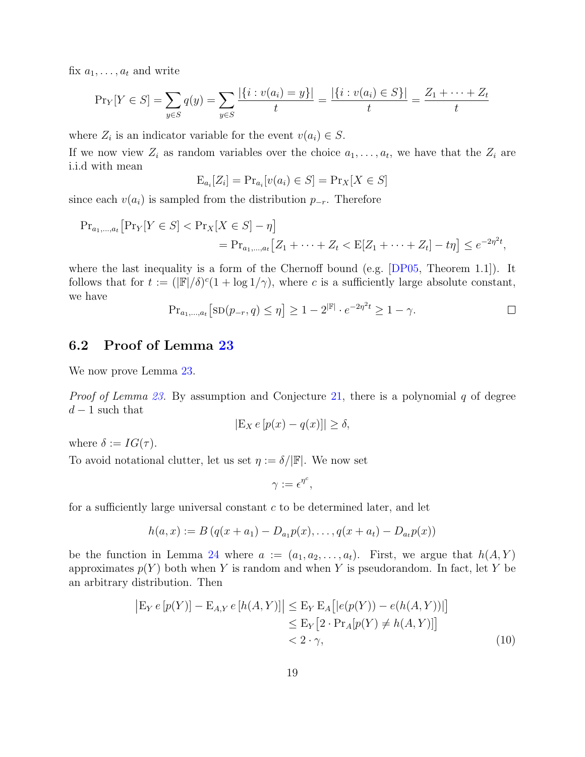fix $a_1, \ldots, a_t$ and write

$$\Pr_Y[Y \in S] = \sum_{y \in S} q(y) = \sum_{y \in S} \frac{|\{i : v(a_i) = y\}|}{t} = \frac{|\{i : v(a_i) \in S\}|}{t} = \frac{Z_1 + \cdots + Z_t}{t}$$

where $Z_i$ is an indicator variable for the event $v(a_i) \in S$.

If we now view $Z_i$ as random variables over the choice $a_1, \ldots, a_t$, we have that the $Z_i$ are i.i.d with mean

$$\mathrm{E}_{a_i}[Z_i] = \Pr_{a_i}[v(a_i) \in S] = \Pr_X[X \in S]$$

since each $v(a_i)$ is sampled from the distribution $p_{-r}$. Therefore

$$\begin{aligned}
\Pr_{a_1,\ldots,a_t}\big[\Pr_Y[Y \in S] < \Pr_X[X \in S] - \eta\big] \\
= \Pr_{a_1,\ldots,a_t}\big[Z_1 + \cdots + Z_t < \mathrm{E}[Z_1 + \cdots + Z_t] - t\eta\big] \leq e^{-2\eta^2 t},
\end{aligned}$$

where the last inequality is a form of the Chernoff bound (e.g. [DP05, Theorem 1.1]). It follows that for $t := (|\mathbb{F}|/\delta)^c(1 + \log 1/\gamma)$, where $c$ is a sufficiently large absolute constant, we have

$$\Pr_{a_1,\ldots,a_t}\big[\mathrm{SD}(p_{-r}, q) \leq \eta\big] \geq 1 - 2^{|\mathbb{F}|} \cdot e^{-2\eta^2 t} \geq 1 - \gamma.$$

□

## 6.2 Proof of Lemma 23

We now prove Lemma 23.

*Proof of Lemma 23.* By assumption and Conjecture 21, there is a polynomial $q$ of degree $d-1$ such that

$$|\mathrm{E}_X\, e\,[p(x) - q(x)]| \geq \delta,$$

where $\delta := IG(\tau)$.

To avoid notational clutter, let us set $\eta := \delta/|\mathbb{F}|$. We now set

$$\gamma := \epsilon^{\eta^c},$$

for a sufficiently large universal constant $c$ to be determined later, and let

$$h(a, x) := B\left(q(x + a_1) - D_{a_1}p(x), \ldots, q(x + a_t) - D_{a_t}p(x)\right)$$

be the function in Lemma 24 where $a := (a_1, a_2, \ldots, a_t)$. First, we argue that $h(A, Y)$ approximates $p(Y)$ both when $Y$ is random and when $Y$ is pseudorandom. In fact, let $Y$ be an arbitrary distribution. Then

$$\begin{aligned}
\big|\mathrm{E}_Y\, e\,[p(Y)] - \mathrm{E}_{A,Y}\, e\,[h(A, Y)]\big| &\leq \mathrm{E}_Y\, \mathrm{E}_A\big[|e(p(Y)) - e(h(A, Y))|\big] \\
&\leq \mathrm{E}_Y\big[2 \cdot \Pr_A[p(Y) \neq h(A, Y)]\big] \\
&< 2 \cdot \gamma,
\end{aligned} \tag{10}$$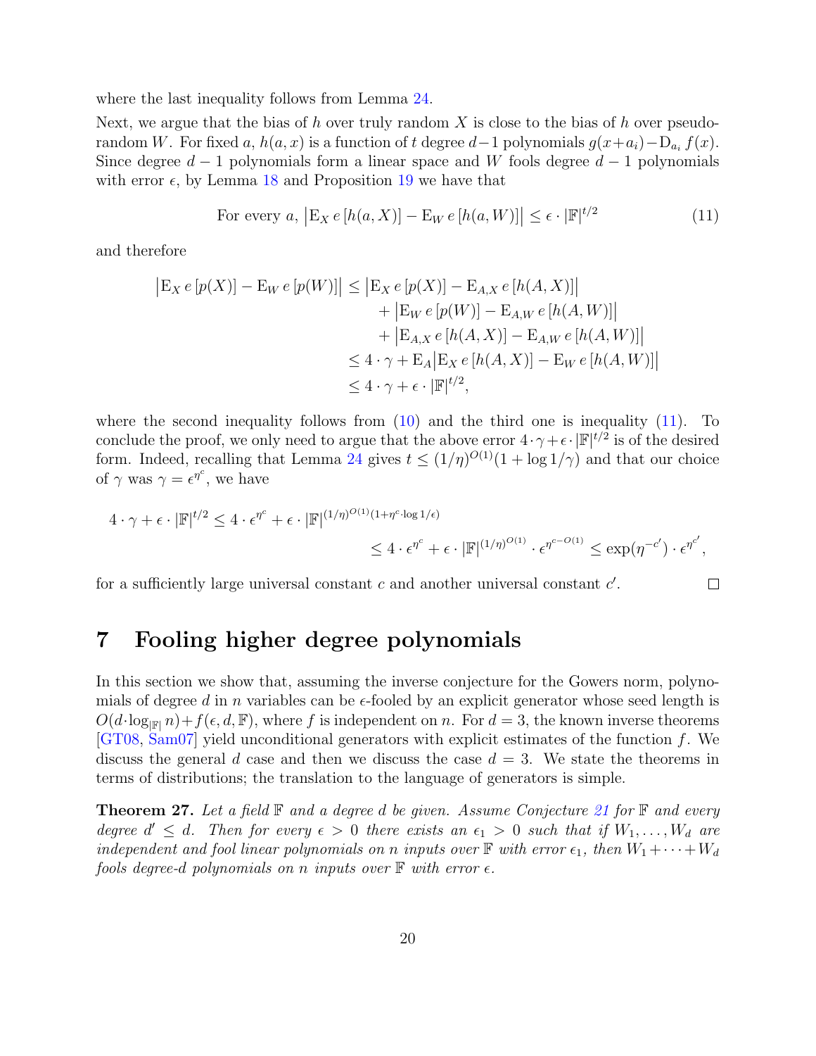where the last inequality follows from Lemma 24.

Next, we argue that the bias of $h$ over truly random $X$ is close to the bias of $h$ over pseudo-random $W$. For fixed $a$, $h(a,x)$ is a function of $t$ degree $d-1$ polynomials $g(x+a_i) - \mathrm{D}_{a_i} f(x)$. Since degree $d-1$ polynomials form a linear space and $W$ fools degree $d-1$ polynomials with error $\epsilon$, by Lemma 18 and Proposition 19 we have that

$$\text{For every } a,\ \left|\mathrm{E}_X\, e\left[h(a,X)\right] - \mathrm{E}_W\, e\left[h(a,W)\right]\right| \leq \epsilon \cdot |\mathbb{F}|^{t/2} \tag{11}$$

and therefore

$$\begin{aligned}
\left|\mathrm{E}_X\, e\left[p(X)\right] - \mathrm{E}_W\, e\left[p(W)\right]\right| &\leq \left|\mathrm{E}_X\, e\left[p(X)\right] - \mathrm{E}_{A,X}\, e\left[h(A,X)\right]\right| \\
&\quad + \left|\mathrm{E}_W\, e\left[p(W)\right] - \mathrm{E}_{A,W}\, e\left[h(A,W)\right]\right| \\
&\quad + \left|\mathrm{E}_{A,X}\, e\left[h(A,X)\right] - \mathrm{E}_{A,W}\, e\left[h(A,W)\right]\right| \\
&\leq 4\cdot\gamma + \mathrm{E}_A\left|\mathrm{E}_X\, e\left[h(A,X)\right] - \mathrm{E}_W\, e\left[h(A,W)\right]\right| \\
&\leq 4\cdot\gamma + \epsilon\cdot|\mathbb{F}|^{t/2},
\end{aligned}$$

where the second inequality follows from (10) and the third one is inequality (11). To conclude the proof, we only need to argue that the above error $4\cdot\gamma+\epsilon\cdot|\mathbb{F}|^{t/2}$ is of the desired form. Indeed, recalling that Lemma 24 gives $t \leq (1/\eta)^{O(1)}(1+\log 1/\gamma)$ and that our choice of $\gamma$ was $\gamma = \epsilon^{\eta^c}$, we have

$$\begin{aligned}
4\cdot\gamma + \epsilon\cdot|\mathbb{F}|^{t/2} &\leq 4\cdot\epsilon^{\eta^c} + \epsilon\cdot|\mathbb{F}|^{(1/\eta)^{O(1)}(1+\eta^c\cdot\log 1/\epsilon)} \\
&\leq 4\cdot\epsilon^{\eta^c} + \epsilon\cdot|\mathbb{F}|^{(1/\eta)^{O(1)}}\cdot\epsilon^{\eta^{c-O(1)}} \leq \exp(\eta^{-c'})\cdot\epsilon^{\eta^{c'}},
\end{aligned}$$

for a sufficiently large universal constant $c$ and another universal constant $c'$. □

# 7 Fooling higher degree polynomials

In this section we show that, assuming the inverse conjecture for the Gowers norm, polynomials of degree $d$ in $n$ variables can be $\epsilon$-fooled by an explicit generator whose seed length is $O(d\cdot\log_{|\mathbb{F}|} n) + f(\epsilon, d, \mathbb{F})$, where $f$ is independent on $n$. For $d=3$, the known inverse theorems [GT08, Sam07] yield unconditional generators with explicit estimates of the function $f$. We discuss the general $d$ case and then we discuss the case $d=3$. We state the theorems in terms of distributions; the translation to the language of generators is simple.

**Theorem 27.** *Let a field $\mathbb{F}$ and a degree $d$ be given. Assume Conjecture 21 for $\mathbb{F}$ and every degree $d' \leq d$. Then for every $\epsilon > 0$ there exists an $\epsilon_1 > 0$ such that if $W_1, \ldots, W_d$ are independent and fool linear polynomials on $n$ inputs over $\mathbb{F}$ with error $\epsilon_1$, then $W_1 + \cdots + W_d$ fools degree-$d$ polynomials on $n$ inputs over $\mathbb{F}$ with error $\epsilon$.*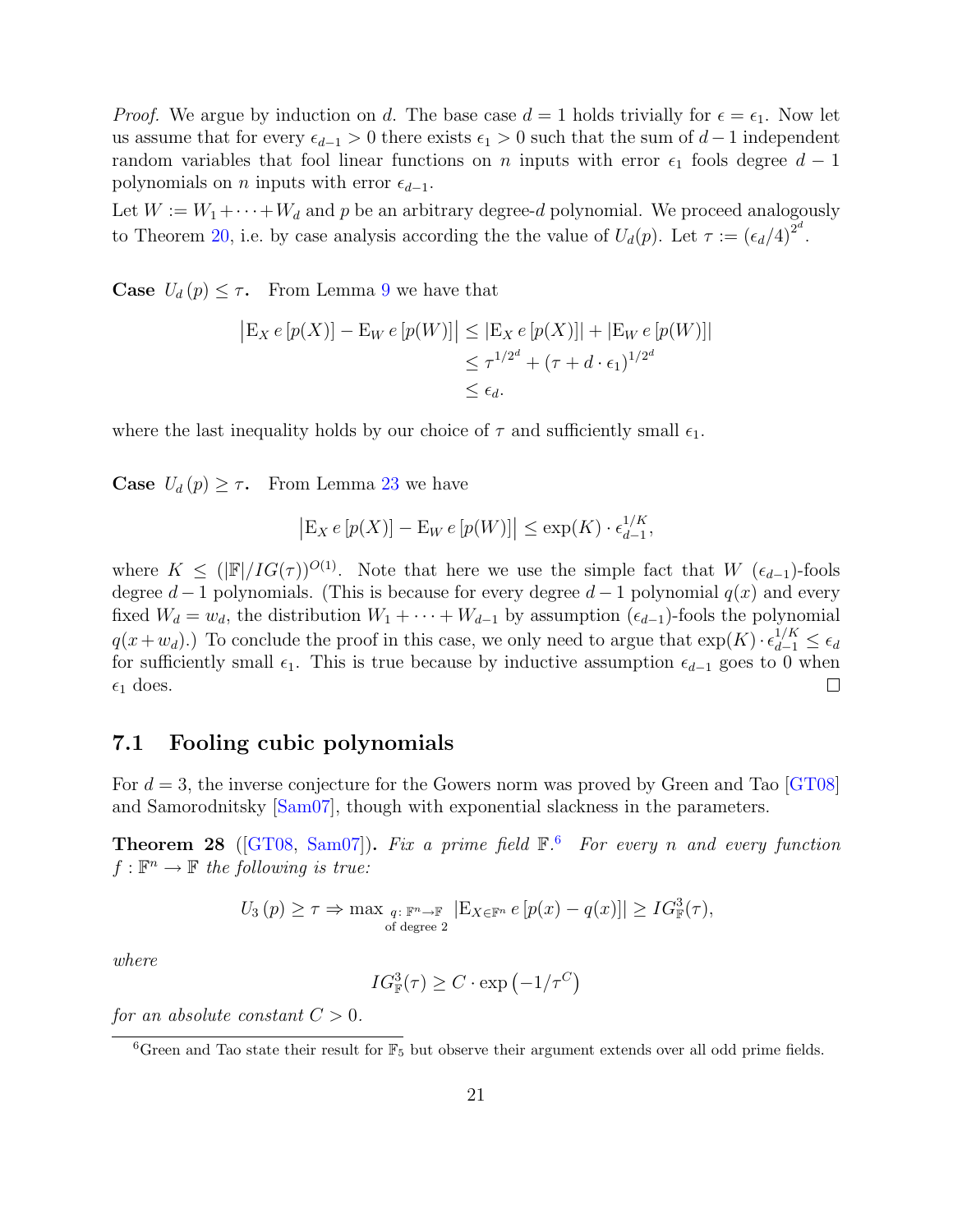*Proof.* We argue by induction on $d$. The base case $d = 1$ holds trivially for $\epsilon = \epsilon_1$. Now let us assume that for every $\epsilon_{d-1} > 0$ there exists $\epsilon_1 > 0$ such that the sum of $d-1$ independent random variables that fool linear functions on $n$ inputs with error $\epsilon_1$ fools degree $d-1$ polynomials on $n$ inputs with error $\epsilon_{d-1}$.

Let $W := W_1 + \cdots + W_d$ and $p$ be an arbitrary degree-$d$ polynomial. We proceed analogously to Theorem 20, i.e. by case analysis according the the value of $U_d(p)$. Let $\tau := (\epsilon_d/4)^{2^d}$.

**Case** $U_d(p) \le \tau$**.** From Lemma 9 we have that

$$
\begin{aligned}
\left|\mathrm{E}_X\, e\left[p(X)\right] - \mathrm{E}_W\, e\left[p(W)\right]\right| &\le \left|\mathrm{E}_X\, e\left[p(X)\right]\right| + \left|\mathrm{E}_W\, e\left[p(W)\right]\right| \\
&\le \tau^{1/2^d} + \left(\tau + d \cdot \epsilon_1\right)^{1/2^d} \\
&\le \epsilon_d.
\end{aligned}
$$

where the last inequality holds by our choice of $\tau$ and sufficiently small $\epsilon_1$.

**Case** $U_d(p) \ge \tau$**.** From Lemma 23 we have

$$
\left|\mathrm{E}_X\, e\left[p(X)\right] - \mathrm{E}_W\, e\left[p(W)\right]\right| \le \exp(K) \cdot \epsilon_{d-1}^{1/K},
$$

where $K \le (|\mathbb{F}|/IG(\tau))^{O(1)}$. Note that here we use the simple fact that $W$ $(\epsilon_{d-1})$-fools degree $d-1$ polynomials. (This is because for every degree $d-1$ polynomial $q(x)$ and every fixed $W_d = w_d$, the distribution $W_1 + \cdots + W_{d-1}$ by assumption $(\epsilon_{d-1})$-fools the polynomial $q(x + w_d)$.) To conclude the proof in this case, we only need to argue that $\exp(K) \cdot \epsilon_{d-1}^{1/K} \le \epsilon_d$ for sufficiently small $\epsilon_1$. This is true because by inductive assumption $\epsilon_{d-1}$ goes to 0 when $\epsilon_1$ does. $\square$

## 7.1 Fooling cubic polynomials

For $d = 3$, the inverse conjecture for the Gowers norm was proved by Green and Tao [GT08] and Samorodnitsky [Sam07], though with exponential slackness in the parameters.

**Theorem 28** ([GT08, Sam07])**.** *Fix a prime field* $\mathbb{F}$.[6] *For every* $n$ *and every function* $f : \mathbb{F}^n \to \mathbb{F}$ *the following is true:*

$$
U_3(p) \ge \tau \Rightarrow \max_{\substack{q:\, \mathbb{F}^n \to \mathbb{F} \\ \text{of degree } 2}} \left|\mathrm{E}_{X \in \mathbb{F}^n}\, e\left[p(x) - q(x)\right]\right| \ge IG_{\mathbb{F}}^3(\tau),
$$

*where*

$$
IG_{\mathbb{F}}^3(\tau) \ge C \cdot \exp\left(-1/\tau^C\right)
$$

*for an absolute constant* $C > 0$.

[6] Green and Tao state their result for $\mathbb{F}_5$ but observe their argument extends over all odd prime fields.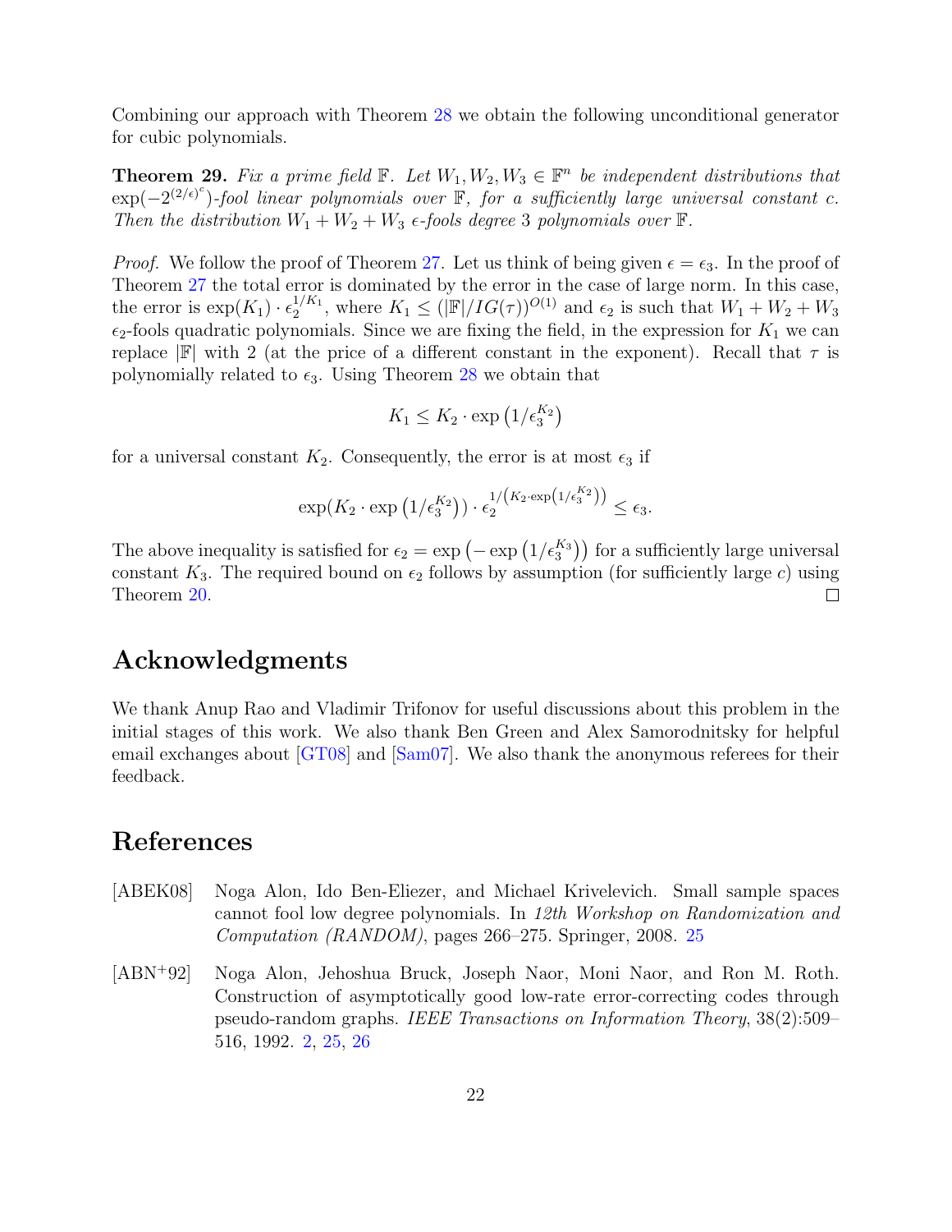Combining our approach with Theorem 28 we obtain the following unconditional generator for cubic polynomials.

**Theorem 29.** *Fix a prime field $\mathbb{F}$. Let $W_1, W_2, W_3 \in \mathbb{F}^n$ be independent distributions that $\exp(-2^{(2/\epsilon)^c})$-fool linear polynomials over $\mathbb{F}$, for a sufficiently large universal constant $c$. Then the distribution $W_1 + W_2 + W_3$ $\epsilon$-fools degree 3 polynomials over $\mathbb{F}$.*

*Proof.* We follow the proof of Theorem 27. Let us think of being given $\epsilon = \epsilon_3$. In the proof of Theorem 27 the total error is dominated by the error in the case of large norm. In this case, the error is $\exp(K_1) \cdot \epsilon_2^{1/K_1}$, where $K_1 \leq (|\mathbb{F}|/IG(\tau))^{O(1)}$ and $\epsilon_2$ is such that $W_1 + W_2 + W_3$ $\epsilon_2$-fools quadratic polynomials. Since we are fixing the field, in the expression for $K_1$ we can replace $|\mathbb{F}|$ with 2 (at the price of a different constant in the exponent). Recall that $\tau$ is polynomially related to $\epsilon_3$. Using Theorem 28 we obtain that

$$K_1 \leq K_2 \cdot \exp\left(1/\epsilon_3^{K_2}\right)$$

for a universal constant $K_2$. Consequently, the error is at most $\epsilon_3$ if

$$\exp(K_2 \cdot \exp\left(1/\epsilon_3^{K_2}\right)) \cdot \epsilon_2^{1/\left(K_2 \cdot \exp\left(1/\epsilon_3^{K_2}\right)\right)} \leq \epsilon_3.$$

The above inequality is satisfied for $\epsilon_2 = \exp\left(-\exp\left(1/\epsilon_3^{K_3}\right)\right)$ for a sufficiently large universal constant $K_3$. The required bound on $\epsilon_2$ follows by assumption (for sufficiently large $c$) using Theorem 20. □

## Acknowledgments

We thank Anup Rao and Vladimir Trifonov for useful discussions about this problem in the initial stages of this work. We also thank Ben Green and Alex Samorodnitsky for helpful email exchanges about [GT08] and [Sam07]. We also thank the anonymous referees for their feedback.

## References

[ABEK08] Noga Alon, Ido Ben-Eliezer, and Michael Krivelevich. Small sample spaces cannot fool low degree polynomials. In *12th Workshop on Randomization and Computation (RANDOM)*, pages 266–275. Springer, 2008. 25

[ABN+92] Noga Alon, Jehoshua Bruck, Joseph Naor, Moni Naor, and Ron M. Roth. Construction of asymptotically good low-rate error-correcting codes through pseudo-random graphs. *IEEE Transactions on Information Theory*, 38(2):509–516, 1992. 2, 25, 26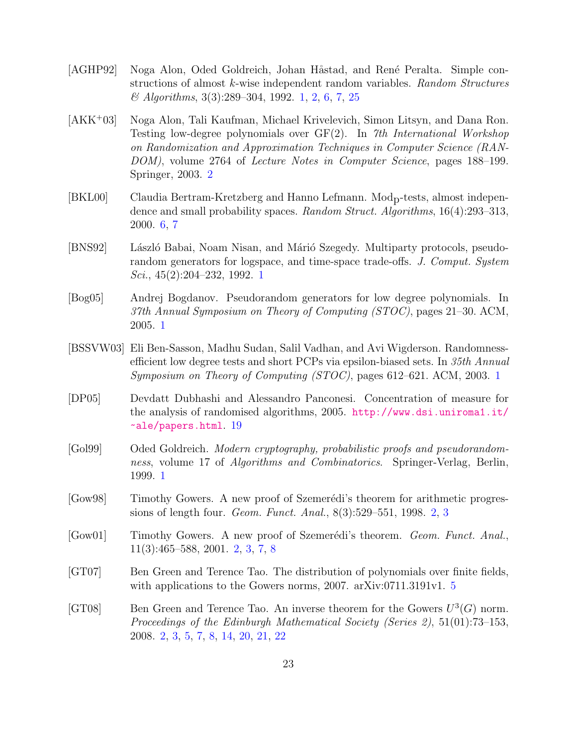[AGHP92] Noga Alon, Oded Goldreich, Johan Håstad, and René Peralta. Simple constructions of almost $k$-wise independent random variables. *Random Structures & Algorithms*, 3(3):289–304, 1992. 1, 2, 6, 7, 25

[AKK+03] Noga Alon, Tali Kaufman, Michael Krivelevich, Simon Litsyn, and Dana Ron. Testing low-degree polynomials over GF(2). In *7th International Workshop on Randomization and Approximation Techniques in Computer Science (RANDOM)*, volume 2764 of *Lecture Notes in Computer Science*, pages 188–199. Springer, 2003. 2

[BKL00] Claudia Bertram-Kretzberg and Hanno Lefmann. Mod$_p$-tests, almost independence and small probability spaces. *Random Struct. Algorithms*, 16(4):293–313, 2000. 6, 7

[BNS92] László Babai, Noam Nisan, and Márió Szegedy. Multiparty protocols, pseudorandom generators for logspace, and time-space trade-offs. *J. Comput. System Sci.*, 45(2):204–232, 1992. 1

[Bog05] Andrej Bogdanov. Pseudorandom generators for low degree polynomials. In *37th Annual Symposium on Theory of Computing (STOC)*, pages 21–30. ACM, 2005. 1

[BSSVW03] Eli Ben-Sasson, Madhu Sudan, Salil Vadhan, and Avi Wigderson. Randomness-efficient low degree tests and short PCPs via epsilon-biased sets. In *35th Annual Symposium on Theory of Computing (STOC)*, pages 612–621. ACM, 2003. 1

[DP05] Devdatt Dubhashi and Alessandro Panconesi. Concentration of measure for the analysis of randomised algorithms, 2005. http://www.dsi.uniroma1.it/~ale/papers.html. 19

[Gol99] Oded Goldreich. *Modern cryptography, probabilistic proofs and pseudorandomness*, volume 17 of *Algorithms and Combinatorics*. Springer-Verlag, Berlin, 1999. 1

[Gow98] Timothy Gowers. A new proof of Szemerédi's theorem for arithmetic progressions of length four. *Geom. Funct. Anal.*, 8(3):529–551, 1998. 2, 3

[Gow01] Timothy Gowers. A new proof of Szemerédi's theorem. *Geom. Funct. Anal.*, 11(3):465–588, 2001. 2, 3, 7, 8

[GT07] Ben Green and Terence Tao. The distribution of polynomials over finite fields, with applications to the Gowers norms, 2007. arXiv:0711.3191v1. 5

[GT08] Ben Green and Terence Tao. An inverse theorem for the Gowers $U^3(G)$ norm. *Proceedings of the Edinburgh Mathematical Society (Series 2)*, 51(01):73–153, 2008. 2, 3, 5, 7, 8, 14, 20, 21, 22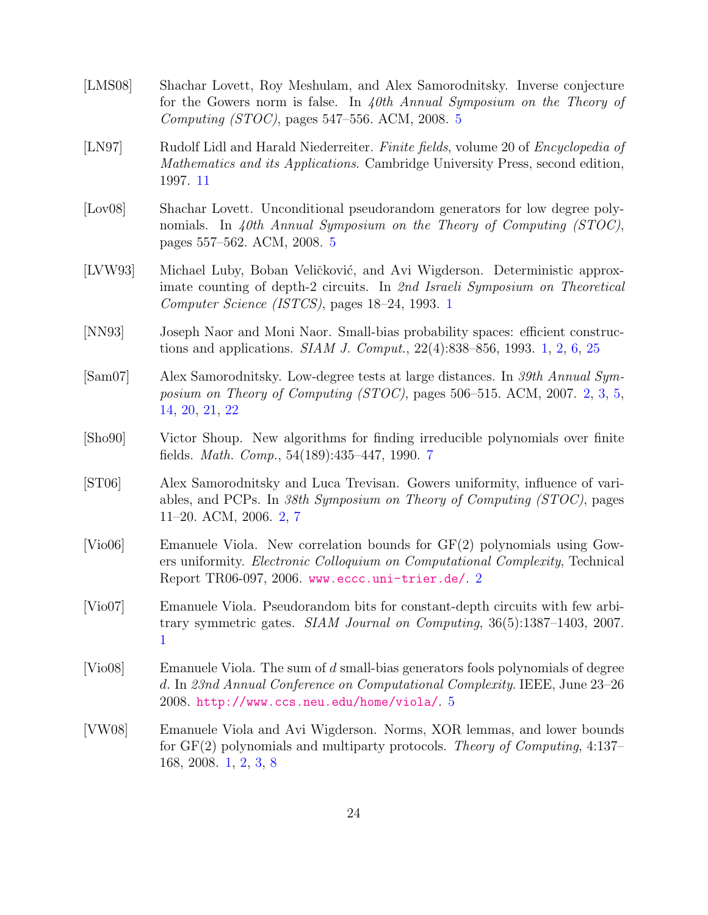[LMS08] Shachar Lovett, Roy Meshulam, and Alex Samorodnitsky. Inverse conjecture for the Gowers norm is false. In *40th Annual Symposium on the Theory of Computing (STOC)*, pages 547–556. ACM, 2008. 5

[LN97] Rudolf Lidl and Harald Niederreiter. *Finite fields*, volume 20 of *Encyclopedia of Mathematics and its Applications*. Cambridge University Press, second edition, 1997. 11

[Lov08] Shachar Lovett. Unconditional pseudorandom generators for low degree polynomials. In *40th Annual Symposium on the Theory of Computing (STOC)*, pages 557–562. ACM, 2008. 5

[LVW93] Michael Luby, Boban Veličković, and Avi Wigderson. Deterministic approximate counting of depth-2 circuits. In *2nd Israeli Symposium on Theoretical Computer Science (ISTCS)*, pages 18–24, 1993. 1

[NN93] Joseph Naor and Moni Naor. Small-bias probability spaces: efficient constructions and applications. *SIAM J. Comput.*, 22(4):838–856, 1993. 1, 2, 6, 25

[Sam07] Alex Samorodnitsky. Low-degree tests at large distances. In *39th Annual Symposium on Theory of Computing (STOC)*, pages 506–515. ACM, 2007. 2, 3, 5, 14, 20, 21, 22

[Sho90] Victor Shoup. New algorithms for finding irreducible polynomials over finite fields. *Math. Comp.*, 54(189):435–447, 1990. 7

[ST06] Alex Samorodnitsky and Luca Trevisan. Gowers uniformity, influence of variables, and PCPs. In *38th Symposium on Theory of Computing (STOC)*, pages 11–20. ACM, 2006. 2, 7

[Vio06] Emanuele Viola. New correlation bounds for GF(2) polynomials using Gowers uniformity. *Electronic Colloquium on Computational Complexity*, Technical Report TR06-097, 2006. www.eccc.uni-trier.de/. 2

[Vio07] Emanuele Viola. Pseudorandom bits for constant-depth circuits with few arbitrary symmetric gates. *SIAM Journal on Computing*, 36(5):1387–1403, 2007. 1

[Vio08] Emanuele Viola. The sum of $d$ small-bias generators fools polynomials of degree $d$. In *23nd Annual Conference on Computational Complexity*. IEEE, June 23–26 2008. http://www.ccs.neu.edu/home/viola/. 5

[VW08] Emanuele Viola and Avi Wigderson. Norms, XOR lemmas, and lower bounds for GF(2) polynomials and multiparty protocols. *Theory of Computing*, 4:137–168, 2008. 1, 2, 3, 8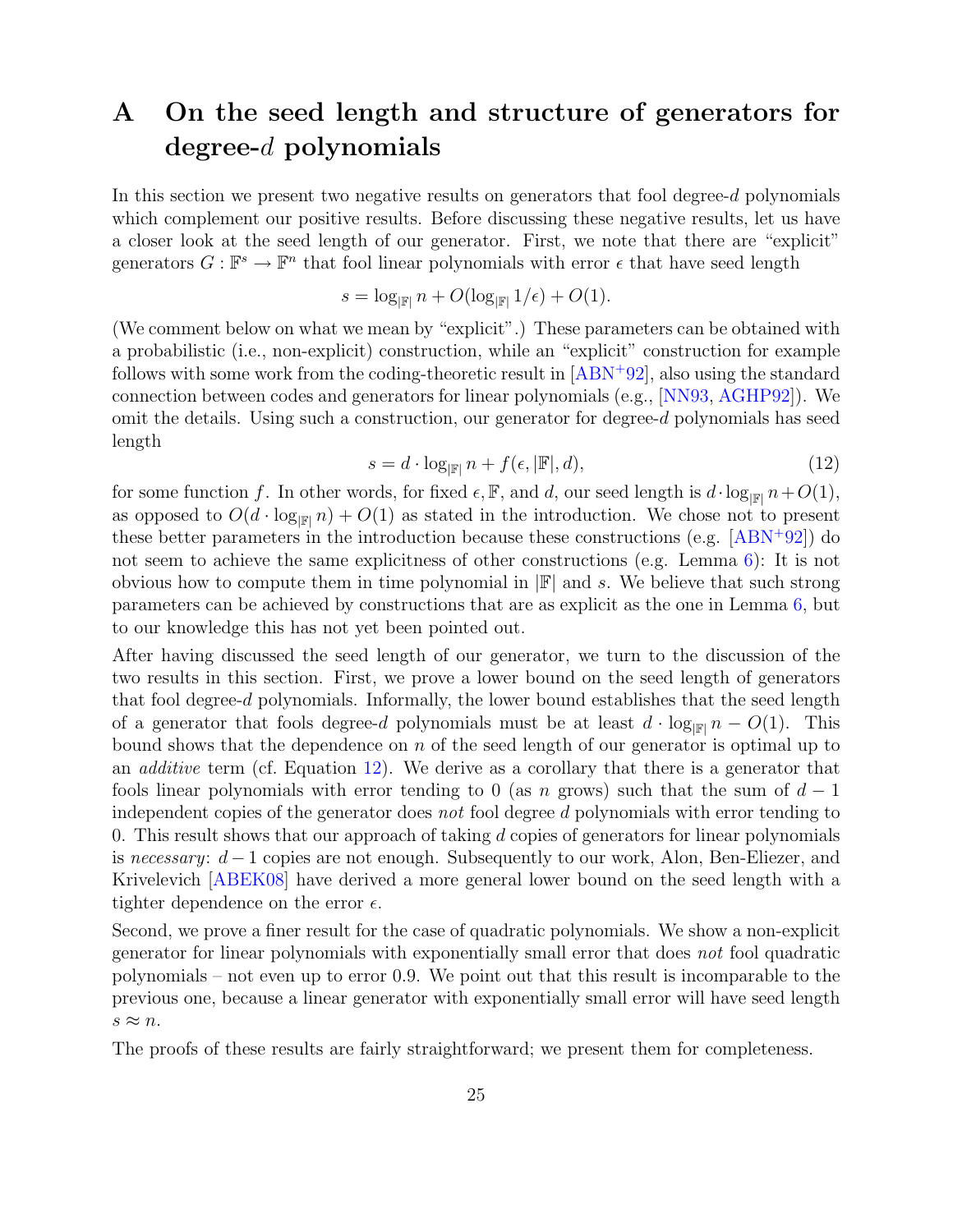# A On the seed length and structure of generators for degree-$d$ polynomials

In this section we present two negative results on generators that fool degree-$d$ polynomials which complement our positive results. Before discussing these negative results, let us have a closer look at the seed length of our generator. First, we note that there are "explicit" generators $G : \mathbb{F}^s \to \mathbb{F}^n$ that fool linear polynomials with error $\epsilon$ that have seed length

$$s = \log_{|\mathbb{F}|} n + O(\log_{|\mathbb{F}|} 1/\epsilon) + O(1).$$

(We comment below on what we mean by "explicit".) These parameters can be obtained with a probabilistic (i.e., non-explicit) construction, while an "explicit" construction for example follows with some work from the coding-theoretic result in [ABN+92], also using the standard connection between codes and generators for linear polynomials (e.g., [NN93, AGHP92]). We omit the details. Using such a construction, our generator for degree-$d$ polynomials has seed length

$$s = d \cdot \log_{|\mathbb{F}|} n + f(\epsilon, |\mathbb{F}|, d), \tag{12}$$

for some function $f$. In other words, for fixed $\epsilon, \mathbb{F}$, and $d$, our seed length is $d \cdot \log_{|\mathbb{F}|} n + O(1)$, as opposed to $O(d \cdot \log_{|\mathbb{F}|} n) + O(1)$ as stated in the introduction. We chose not to present these better parameters in the introduction because these constructions (e.g. [ABN+92]) do not seem to achieve the same explicitness of other constructions (e.g. Lemma 6): It is not obvious how to compute them in time polynomial in $|\mathbb{F}|$ and $s$. We believe that such strong parameters can be achieved by constructions that are as explicit as the one in Lemma 6, but to our knowledge this has not yet been pointed out.

After having discussed the seed length of our generator, we turn to the discussion of the two results in this section. First, we prove a lower bound on the seed length of generators that fool degree-$d$ polynomials. Informally, the lower bound establishes that the seed length of a generator that fools degree-$d$ polynomials must be at least $d \cdot \log_{|\mathbb{F}|} n - O(1)$. This bound shows that the dependence on $n$ of the seed length of our generator is optimal up to an *additive* term (cf. Equation 12). We derive as a corollary that there is a generator that fools linear polynomials with error tending to 0 (as $n$ grows) such that the sum of $d-1$ independent copies of the generator does *not* fool degree $d$ polynomials with error tending to 0. This result shows that our approach of taking $d$ copies of generators for linear polynomials is *necessary*: $d-1$ copies are not enough. Subsequently to our work, Alon, Ben-Eliezer, and Krivelevich [ABEK08] have derived a more general lower bound on the seed length with a tighter dependence on the error $\epsilon$.

Second, we prove a finer result for the case of quadratic polynomials. We show a non-explicit generator for linear polynomials with exponentially small error that does *not* fool quadratic polynomials – not even up to error 0.9. We point out that this result is incomparable to the previous one, because a linear generator with exponentially small error will have seed length $s \approx n$.

The proofs of these results are fairly straightforward; we present them for completeness.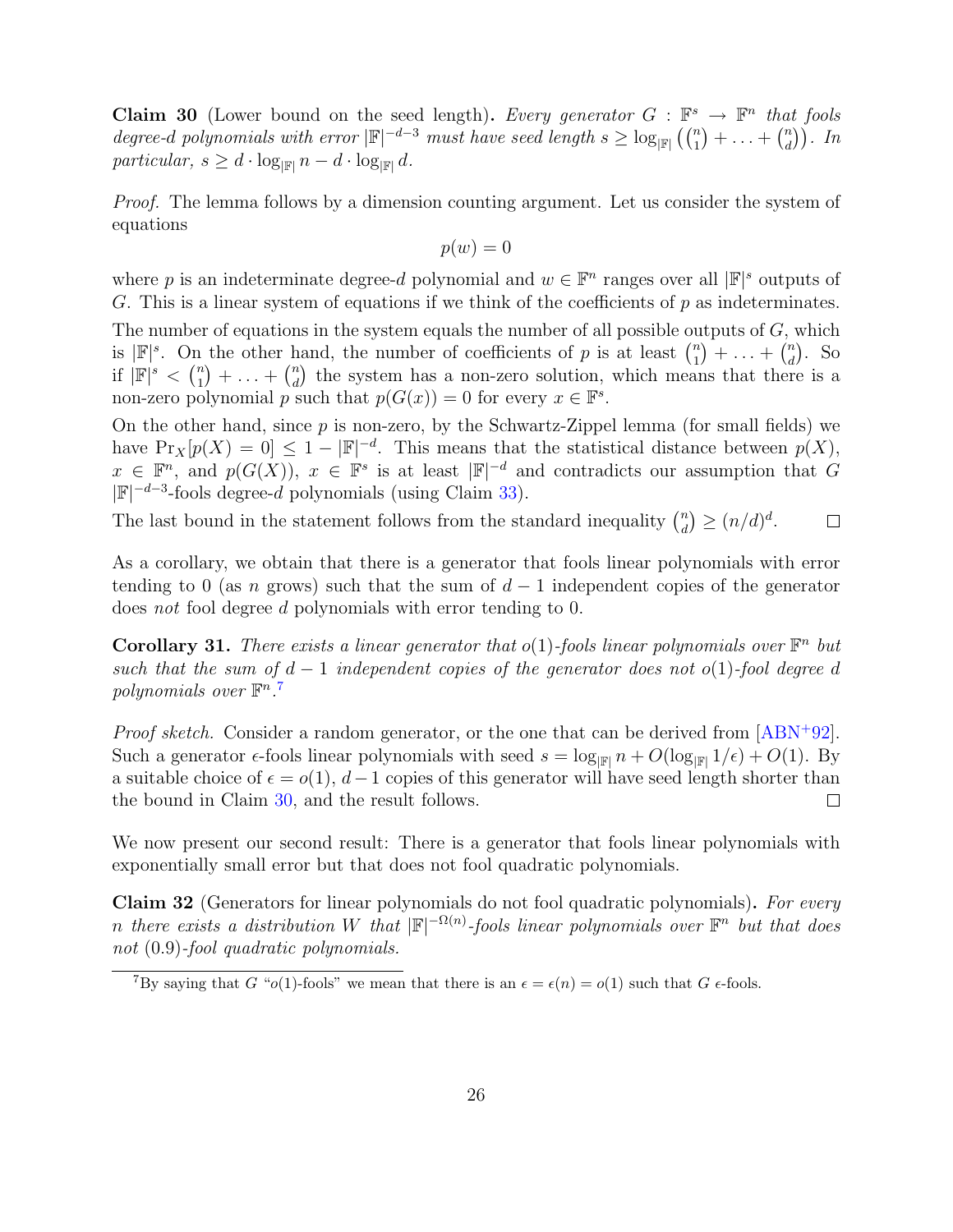**Claim 30** (Lower bound on the seed length)**.** *Every generator $G : \mathbb{F}^s \to \mathbb{F}^n$ that fools degree-$d$ polynomials with error $|\mathbb{F}|^{-d-3}$ must have seed length $s \geq \log_{|\mathbb{F}|} \left(\binom{n}{1} + \ldots + \binom{n}{d}\right)$. In particular, $s \geq d \cdot \log_{|\mathbb{F}|} n - d \cdot \log_{|\mathbb{F}|} d$.*

*Proof.* The lemma follows by a dimension counting argument. Let us consider the system of equations

$$p(w) = 0$$

where $p$ is an indeterminate degree-$d$ polynomial and $w \in \mathbb{F}^n$ ranges over all $|\mathbb{F}|^s$ outputs of $G$. This is a linear system of equations if we think of the coefficients of $p$ as indeterminates.

The number of equations in the system equals the number of all possible outputs of $G$, which is $|\mathbb{F}|^s$. On the other hand, the number of coefficients of $p$ is at least $\binom{n}{1} + \ldots + \binom{n}{d}$. So if $|\mathbb{F}|^s < \binom{n}{1} + \ldots + \binom{n}{d}$ the system has a non-zero solution, which means that there is a non-zero polynomial $p$ such that $p(G(x)) = 0$ for every $x \in \mathbb{F}^s$.

On the other hand, since $p$ is non-zero, by the Schwartz-Zippel lemma (for small fields) we have $\Pr_X[p(X) = 0] \leq 1 - |\mathbb{F}|^{-d}$. This means that the statistical distance between $p(X)$, $x \in \mathbb{F}^n$, and $p(G(X))$, $x \in \mathbb{F}^s$ is at least $|\mathbb{F}|^{-d}$ and contradicts our assumption that $G$ $|\mathbb{F}|^{-d-3}$-fools degree-$d$ polynomials (using Claim 33).

The last bound in the statement follows from the standard inequality $\binom{n}{d} \geq (n/d)^d$. □

As a corollary, we obtain that there is a generator that fools linear polynomials with error tending to 0 (as $n$ grows) such that the sum of $d-1$ independent copies of the generator does *not* fool degree $d$ polynomials with error tending to 0.

**Corollary 31.** *There exists a linear generator that $o(1)$-fools linear polynomials over $\mathbb{F}^n$ but such that the sum of $d-1$ independent copies of the generator does not $o(1)$-fool degree $d$ polynomials over $\mathbb{F}^n$.*[7]

*Proof sketch.* Consider a random generator, or the one that can be derived from [ABN+92]. Such a generator $\epsilon$-fools linear polynomials with seed $s = \log_{|\mathbb{F}|} n + O(\log_{|\mathbb{F}|} 1/\epsilon) + O(1)$. By a suitable choice of $\epsilon = o(1)$, $d-1$ copies of this generator will have seed length shorter than the bound in Claim 30, and the result follows. □

We now present our second result: There is a generator that fools linear polynomials with exponentially small error but that does not fool quadratic polynomials.

**Claim 32** (Generators for linear polynomials do not fool quadratic polynomials)**.** *For every $n$ there exists a distribution $W$ that $|\mathbb{F}|^{-\Omega(n)}$-fools linear polynomials over $\mathbb{F}^n$ but that does not $(0.9)$-fool quadratic polynomials.*

[7] By saying that $G$ "$o(1)$-fools" we mean that there is an $\epsilon = \epsilon(n) = o(1)$ such that $G$ $\epsilon$-fools.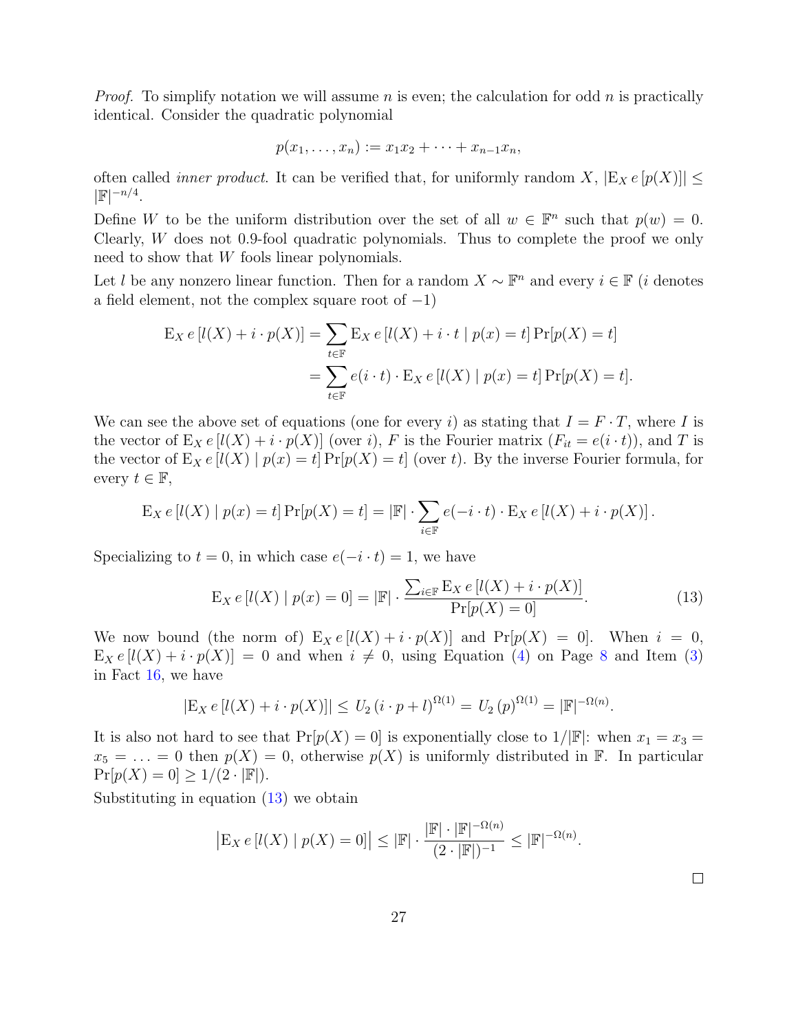*Proof.* To simplify notation we will assume $n$ is even; the calculation for odd $n$ is practically identical. Consider the quadratic polynomial

$$p(x_1, \ldots, x_n) := x_1 x_2 + \cdots + x_{n-1} x_n,$$

often called *inner product*. It can be verified that, for uniformly random $X$, $|\mathrm{E}_X\, e\,[p(X)]| \leq |\mathbb{F}|^{-n/4}$.

Define $W$ to be the uniform distribution over the set of all $w \in \mathbb{F}^n$ such that $p(w) = 0$. Clearly, $W$ does not 0.9-fool quadratic polynomials. Thus to complete the proof we only need to show that $W$ fools linear polynomials.

Let $l$ be any nonzero linear function. Then for a random $X \sim \mathbb{F}^n$ and every $i \in \mathbb{F}$ ($i$ denotes a field element, not the complex square root of $-1$)

$$\begin{aligned}
\mathrm{E}_X\, e\,[l(X) + i \cdot p(X)] &= \sum_{t \in \mathbb{F}} \mathrm{E}_X\, e\,[l(X) + i \cdot t \mid p(x) = t] \Pr[p(X) = t] \\
&= \sum_{t \in \mathbb{F}} e(i \cdot t) \cdot \mathrm{E}_X\, e\,[l(X) \mid p(x) = t] \Pr[p(X) = t].
\end{aligned}$$

We can see the above set of equations (one for every $i$) as stating that $I = F \cdot T$, where $I$ is the vector of $\mathrm{E}_X\, e\,[l(X) + i \cdot p(X)]$ (over $i$), $F$ is the Fourier matrix ($F_{it} = e(i \cdot t)$), and $T$ is the vector of $\mathrm{E}_X\, e\,[l(X) \mid p(x) = t] \Pr[p(X) = t]$ (over $t$). By the inverse Fourier formula, for every $t \in \mathbb{F}$,

$$\mathrm{E}_X\, e\,[l(X) \mid p(x) = t] \Pr[p(X) = t] = |\mathbb{F}| \cdot \sum_{i \in \mathbb{F}} e(-i \cdot t) \cdot \mathrm{E}_X\, e\,[l(X) + i \cdot p(X)]\,.$$

Specializing to $t = 0$, in which case $e(-i \cdot t) = 1$, we have

$$\mathrm{E}_X\, e\,[l(X) \mid p(x) = 0] = |\mathbb{F}| \cdot \frac{\sum_{i \in \mathbb{F}} \mathrm{E}_X\, e\,[l(X) + i \cdot p(X)]}{\Pr[p(X) = 0]}. \tag{13}$$

We now bound (the norm of) $\mathrm{E}_X\, e\,[l(X) + i \cdot p(X)]$ and $\Pr[p(X) = 0]$. When $i = 0$, $\mathrm{E}_X\, e\,[l(X) + i \cdot p(X)] = 0$ and when $i \neq 0$, using Equation (4) on Page 8 and Item (3) in Fact 16, we have

$$|\mathrm{E}_X\, e\,[l(X) + i \cdot p(X)]| \leq U_2\,(i \cdot p + l)^{\Omega(1)} = U_2\,(p)^{\Omega(1)} = |\mathbb{F}|^{-\Omega(n)}.$$

It is also not hard to see that $\Pr[p(X) = 0]$ is exponentially close to $1/|\mathbb{F}|$: when $x_1 = x_3 = x_5 = \ldots = 0$ then $p(X) = 0$, otherwise $p(X)$ is uniformly distributed in $\mathbb{F}$. In particular $\Pr[p(X) = 0] \geq 1/(2 \cdot |\mathbb{F}|)$.

Substituting in equation (13) we obtain

$$\left|\mathrm{E}_X\, e\,[l(X) \mid p(X) = 0]\right| \leq |\mathbb{F}| \cdot \frac{|\mathbb{F}| \cdot |\mathbb{F}|^{-\Omega(n)}}{(2 \cdot |\mathbb{F}|)^{-1}} \leq |\mathbb{F}|^{-\Omega(n)}.$$

□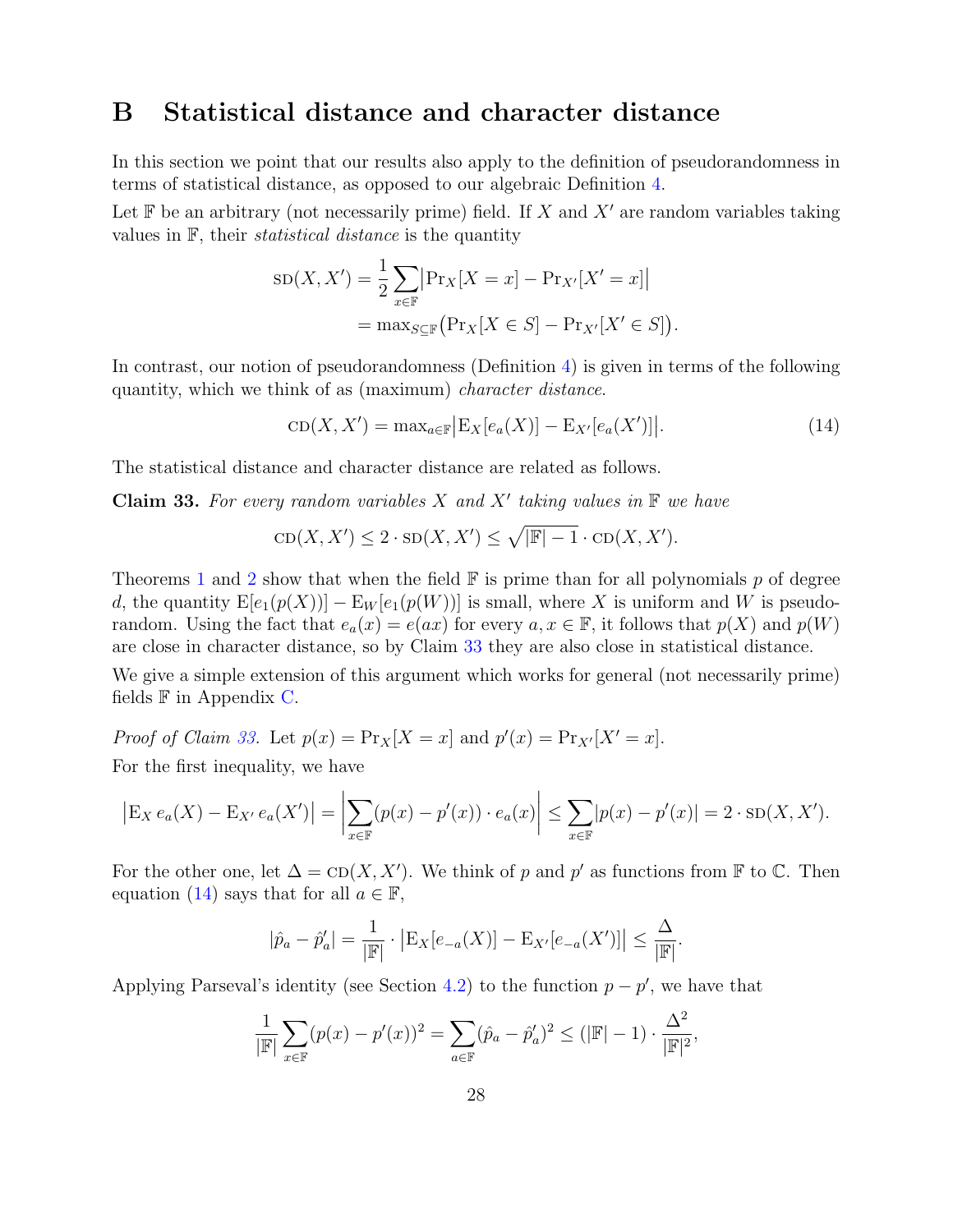# B Statistical distance and character distance

In this section we point that our results also apply to the definition of pseudorandomness in terms of statistical distance, as opposed to our algebraic Definition 4.

Let $\mathbb{F}$ be an arbitrary (not necessarily prime) field. If $X$ and $X'$ are random variables taking values in $\mathbb{F}$, their *statistical distance* is the quantity

$$
\begin{aligned}
\text{SD}(X, X') &= \frac{1}{2} \sum_{x \in \mathbb{F}} \left| \Pr_X[X = x] - \Pr_{X'}[X' = x] \right| \\
&= \max_{S \subseteq \mathbb{F}} \left( \Pr_X[X \in S] - \Pr_{X'}[X' \in S] \right).
\end{aligned}
$$

In contrast, our notion of pseudorandomness (Definition 4) is given in terms of the following quantity, which we think of as (maximum) *character distance*.

$$
\text{CD}(X, X') = \max_{a \in \mathbb{F}} \left| \mathrm{E}_X[e_a(X)] - \mathrm{E}_{X'}[e_a(X')] \right|. \tag{14}
$$

The statistical distance and character distance are related as follows.

**Claim 33.** *For every random variables $X$ and $X'$ taking values in $\mathbb{F}$ we have*

$$
\text{CD}(X, X') \leq 2 \cdot \text{SD}(X, X') \leq \sqrt{|\mathbb{F}| - 1} \cdot \text{CD}(X, X').
$$

Theorems 1 and 2 show that when the field $\mathbb{F}$ is prime than for all polynomials $p$ of degree $d$, the quantity $\mathrm{E}[e_1(p(X))] - \mathrm{E}_W[e_1(p(W))]$ is small, where $X$ is uniform and $W$ is pseudorandom. Using the fact that $e_a(x) = e(ax)$ for every $a, x \in \mathbb{F}$, it follows that $p(X)$ and $p(W)$ are close in character distance, so by Claim 33 they are also close in statistical distance.

We give a simple extension of this argument which works for general (not necessarily prime) fields $\mathbb{F}$ in Appendix C.

*Proof of Claim 33.* Let $p(x) = \Pr_X[X = x]$ and $p'(x) = \Pr_{X'}[X' = x]$.

For the first inequality, we have

$$
\left| \mathrm{E}_X \, e_a(X) - \mathrm{E}_{X'} \, e_a(X') \right| = \left| \sum_{x \in \mathbb{F}} (p(x) - p'(x)) \cdot e_a(x) \right| \leq \sum_{x \in \mathbb{F}} |p(x) - p'(x)| = 2 \cdot \text{SD}(X, X').
$$

For the other one, let $\Delta = \text{CD}(X, X')$. We think of $p$ and $p'$ as functions from $\mathbb{F}$ to $\mathbb{C}$. Then equation (14) says that for all $a \in \mathbb{F}$,

$$
|\hat{p}_a - \hat{p}'_a| = \frac{1}{|\mathbb{F}|} \cdot \left| \mathrm{E}_X[e_{-a}(X)] - \mathrm{E}_{X'}[e_{-a}(X')] \right| \leq \frac{\Delta}{|\mathbb{F}|}.
$$

Applying Parseval's identity (see Section 4.2) to the function $p - p'$, we have that

$$
\frac{1}{|\mathbb{F}|} \sum_{x \in \mathbb{F}} (p(x) - p'(x))^2 = \sum_{a \in \mathbb{F}} (\hat{p}_a - \hat{p}'_a)^2 \leq (|\mathbb{F}| - 1) \cdot \frac{\Delta^2}{|\mathbb{F}|^2},
$$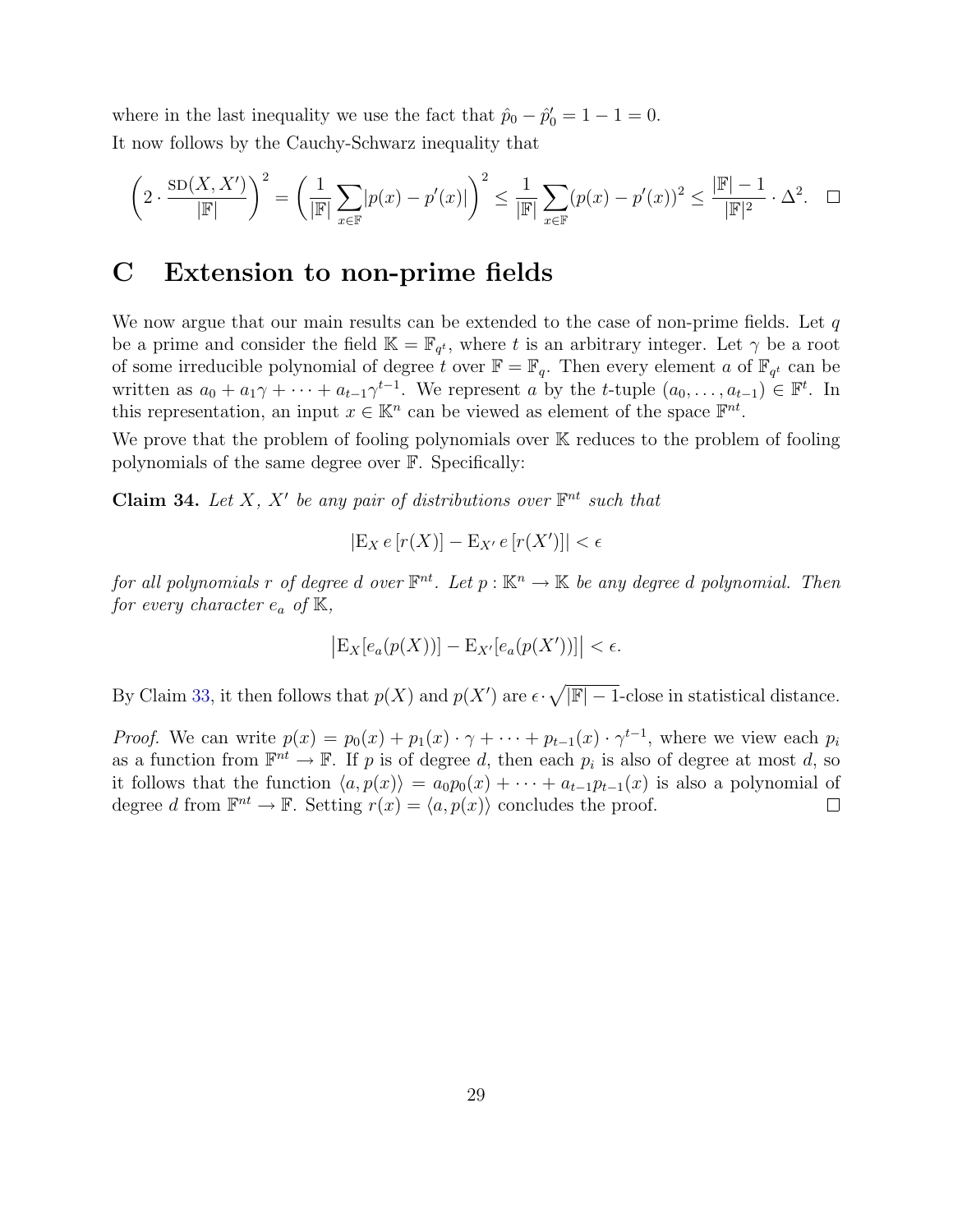where in the last inequality we use the fact that $\hat{p}_0 - \hat{p}'_0 = 1 - 1 = 0$.

It now follows by the Cauchy-Schwarz inequality that

$$\left(2 \cdot \frac{\text{SD}(X, X')}{|\mathbb{F}|}\right)^2 = \left(\frac{1}{|\mathbb{F}|} \sum_{x \in \mathbb{F}} |p(x) - p'(x)|\right)^2 \leq \frac{1}{|\mathbb{F}|} \sum_{x \in \mathbb{F}} (p(x) - p'(x))^2 \leq \frac{|\mathbb{F}| - 1}{|\mathbb{F}|^2} \cdot \Delta^2. \quad \square$$

# C Extension to non-prime fields

We now argue that our main results can be extended to the case of non-prime fields. Let $q$ be a prime and consider the field $\mathbb{K} = \mathbb{F}_{q^t}$, where $t$ is an arbitrary integer. Let $\gamma$ be a root of some irreducible polynomial of degree $t$ over $\mathbb{F} = \mathbb{F}_q$. Then every element $a$ of $\mathbb{F}_{q^t}$ can be written as $a_0 + a_1\gamma + \cdots + a_{t-1}\gamma^{t-1}$. We represent $a$ by the $t$-tuple $(a_0, \ldots, a_{t-1}) \in \mathbb{F}^t$. In this representation, an input $x \in \mathbb{K}^n$ can be viewed as element of the space $\mathbb{F}^{nt}$.

We prove that the problem of fooling polynomials over $\mathbb{K}$ reduces to the problem of fooling polynomials of the same degree over $\mathbb{F}$. Specifically:

**Claim 34.** *Let $X$, $X'$ be any pair of distributions over $\mathbb{F}^{nt}$ such that*

$$|\mathrm{E}_X \, e\,[r(X)] - \mathrm{E}_{X'} \, e\,[r(X')]| < \epsilon$$

*for all polynomials $r$ of degree $d$ over $\mathbb{F}^{nt}$. Let $p : \mathbb{K}^n \to \mathbb{K}$ be any degree $d$ polynomial. Then for every character $e_a$ of $\mathbb{K}$,*

$$\left|\mathrm{E}_X[e_a(p(X))] - \mathrm{E}_{X'}[e_a(p(X'))]\right| < \epsilon.$$

By Claim 33, it then follows that $p(X)$ and $p(X')$ are $\epsilon \cdot \sqrt{|\mathbb{F}| - 1}$-close in statistical distance.

*Proof.* We can write $p(x) = p_0(x) + p_1(x) \cdot \gamma + \cdots + p_{t-1}(x) \cdot \gamma^{t-1}$, where we view each $p_i$ as a function from $\mathbb{F}^{nt} \to \mathbb{F}$. If $p$ is of degree $d$, then each $p_i$ is also of degree at most $d$, so it follows that the function $\langle a, p(x) \rangle = a_0 p_0(x) + \cdots + a_{t-1} p_{t-1}(x)$ is also a polynomial of degree $d$ from $\mathbb{F}^{nt} \to \mathbb{F}$. Setting $r(x) = \langle a, p(x) \rangle$ concludes the proof. $\square$